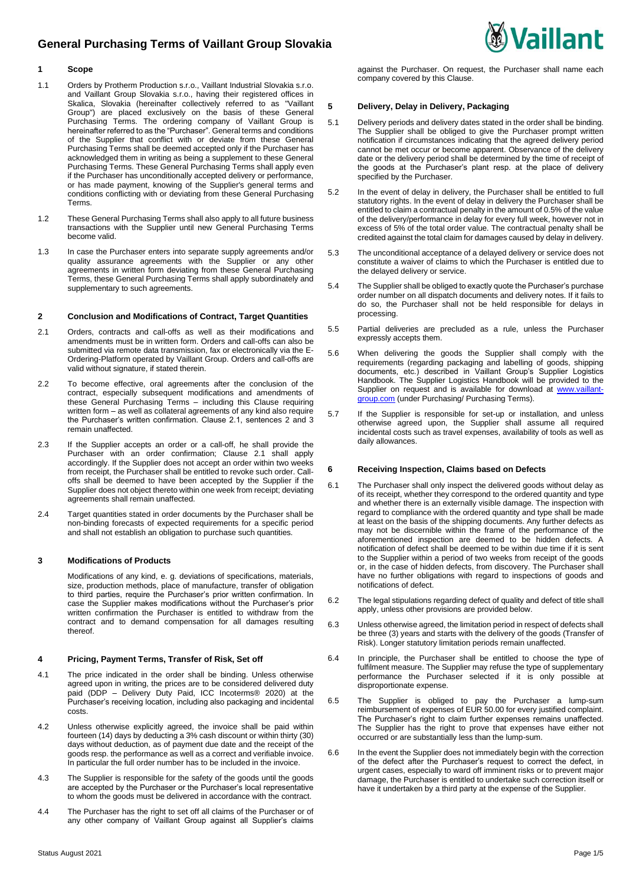# General Purchasing Terms of Vaillant Group Slovakia

## 1 Scope

1.1 Orders by Protherm Production s.r.o., Vaillant Industrial Slovakia s.r.o. and Vaillant Group Slovakia s.r.o., having their registered offices in Skalica, Slovakia (hereinafter collectively referred to as "Vaillant Group") are placed exclusively on the basis of these General Purchasing Terms. The ordering company of Vaillant Group is hereinafter referred to as the "Purchaser". General terms and conditions of the Supplier that conflict with or deviate from these General Purchasing Terms shall be deemed accepted only if the Purchaser has acknowledged them in writing as being a supplement to these General Purchasing Terms. These General Purchasing Terms shall apply even if the Purchaser has unconditionally accepted delivery or performance, or has made payment, knowing of the Supplier's general terms and conditions conflicting with or deviating from these General Purchasing Terms.

1.2 These General Purchasing Terms shall also apply to all future business transactions with the Supplier until new General Purchasing Terms become valid.

1.3 In case the Purchaser enters into separate supply agreements and/or quality assurance agreements with the Supplier or any other agreements in written form deviating from these General Purchasing Terms, these General Purchasing Terms shall apply subordinately and supplementary to such agreements.

## 2 Conclusion and Modifications of Contract, Target Quantities

2.1 Orders, contracts and call-offs as well as their modifications and amendments must be in written form. Orders and call-offs can also be submitted via remote data transmission, fax or electronically via the E-Ordering-Platform operated by Vaillant Group. Orders and call-offs are valid without signature, if stated therein.

2.2 To become effective, oral agreements after the conclusion of the contract, especially subsequent modifications and amendments of these General Purchasing Terms – including this Clause requiring written form – as well as collateral agreements of any kind also require the Purchaser's written confirmation. Clause 2.1, sentences 2 and 3 remain unaffected.

2.3 If the Supplier accepts an order or a call-off, he shall provide the Purchaser with an order confirmation; Clause 2.1 shall apply accordingly. If the Supplier does not accept an order within two weeks from receipt, the Purchaser shall be entitled to revoke such order. Call-offs shall be deemed to have been accepted by the Supplier if the Supplier does not object thereto within one week from receipt; deviating agreements shall remain unaffected.

2.4 Target quantities stated in order documents by the Purchaser shall be non-binding forecasts of expected requirements for a specific period and shall not establish an obligation to purchase such quantities.

## 3 Modifications of Products

Modifications of any kind, e. g. deviations of specifications, materials, size, production methods, place of manufacture, transfer of obligation to third parties, require the Purchaser's prior written confirmation. In case the Supplier makes modifications without the Purchaser's prior written confirmation the Purchaser is entitled to withdraw from the contract and to demand compensation for all damages resulting thereof.

## 4 Pricing, Payment Terms, Transfer of Risk, Set off

4.1 The price indicated in the order shall be binding. Unless otherwise agreed upon in writing, the prices are to be considered delivered duty paid (DDP – Delivery Duty Paid, ICC Incoterms® 2020) at the Purchaser's receiving location, including also packaging and incidental costs.

4.2 Unless otherwise explicitly agreed, the invoice shall be paid within fourteen (14) days by deducting a 3% cash discount or within thirty (30) days without deduction, as of payment due date and the receipt of the goods resp. the performance as well as a correct and verifiable invoice. In particular the full order number has to be included in the invoice.

4.3 The Supplier is responsible for the safety of the goods until the goods are accepted by the Purchaser or the Purchaser's local representative to whom the goods must be delivered in accordance with the contract.

4.4 The Purchaser has the right to set off all claims of the Purchaser or of any other company of Vaillant Group against all Supplier's claims against the Purchaser. On request, the Purchaser shall name each company covered by this Clause.

## 5 Delivery, Delay in Delivery, Packaging

5.1 Delivery periods and delivery dates stated in the order shall be binding. The Supplier shall be obliged to give the Purchaser prompt written notification if circumstances indicating that the agreed delivery period cannot be met occur or become apparent. Observance of the delivery date or the delivery period shall be determined by the time of receipt of the goods at the Purchaser's plant resp. at the place of delivery specified by the Purchaser.

5.2 In the event of delay in delivery, the Purchaser shall be entitled to full statutory rights. In the event of delay in delivery the Purchaser shall be entitled to claim a contractual penalty in the amount of 0.5% of the value of the delivery/performance in delay for every full week, however not in excess of 5% of the total order value. The contractual penalty shall be credited against the total claim for damages caused by delay in delivery.

5.3 The unconditional acceptance of a delayed delivery or service does not constitute a waiver of claims to which the Purchaser is entitled due to the delayed delivery or service.

5.4 The Supplier shall be obliged to exactly quote the Purchaser's purchase order number on all dispatch documents and delivery notes. If it fails to do so, the Purchaser shall not be held responsible for delays in processing.

5.5 Partial deliveries are precluded as a rule, unless the Purchaser expressly accepts them.

5.6 When delivering the goods the Supplier shall comply with the requirements (regarding packaging and labelling of goods, shipping documents, etc.) described in Vaillant Group's Supplier Logistics Handbook. The Supplier Logistics Handbook will be provided to the Supplier on request and is available for download at www.vaillant-group.com (under Purchasing/ Purchasing Terms).

5.7 If the Supplier is responsible for set-up or installation, and unless otherwise agreed upon, the Supplier shall assume all required incidental costs such as travel expenses, availability of tools as well as daily allowances.

## 6 Receiving Inspection, Claims based on Defects

6.1 The Purchaser shall only inspect the delivered goods without delay as of its receipt, whether they correspond to the ordered quantity and type and whether there is an externally visible damage. The inspection with regard to compliance with the ordered quantity and type shall be made at least on the basis of the shipping documents. Any further defects as may not be discernible within the frame of the performance of the aforementioned inspection are deemed to be hidden defects. A notification of defect shall be deemed to be within due time if it is sent to the Supplier within a period of two weeks from receipt of the goods or, in the case of hidden defects, from discovery. The Purchaser shall have no further obligations with regard to inspections of goods and notifications of defect.

6.2 The legal stipulations regarding defect of quality and defect of title shall apply, unless other provisions are provided below.

6.3 Unless otherwise agreed, the limitation period in respect of defects shall be three (3) years and starts with the delivery of the goods (Transfer of Risk). Longer statutory limitation periods remain unaffected.

6.4 In principle, the Purchaser shall be entitled to choose the type of fulfilment measure. The Supplier may refuse the type of supplementary performance the Purchaser selected if it is only possible at disproportionate expense.

6.5 The Supplier is obliged to pay the Purchaser a lump-sum reimbursement of expenses of EUR 50.00 for every justified complaint. The Purchaser's right to claim further expenses remains unaffected. The Supplier has the right to prove that expenses have either not occurred or are substantially less than the lump-sum.

6.6 In the event the Supplier does not immediately begin with the correction of the defect after the Purchaser's request to correct the defect, in urgent cases, especially to ward off imminent risks or to prevent major damage, the Purchaser is entitled to undertake such correction itself or have it undertaken by a third party at the expense of the Supplier.

Status August 2021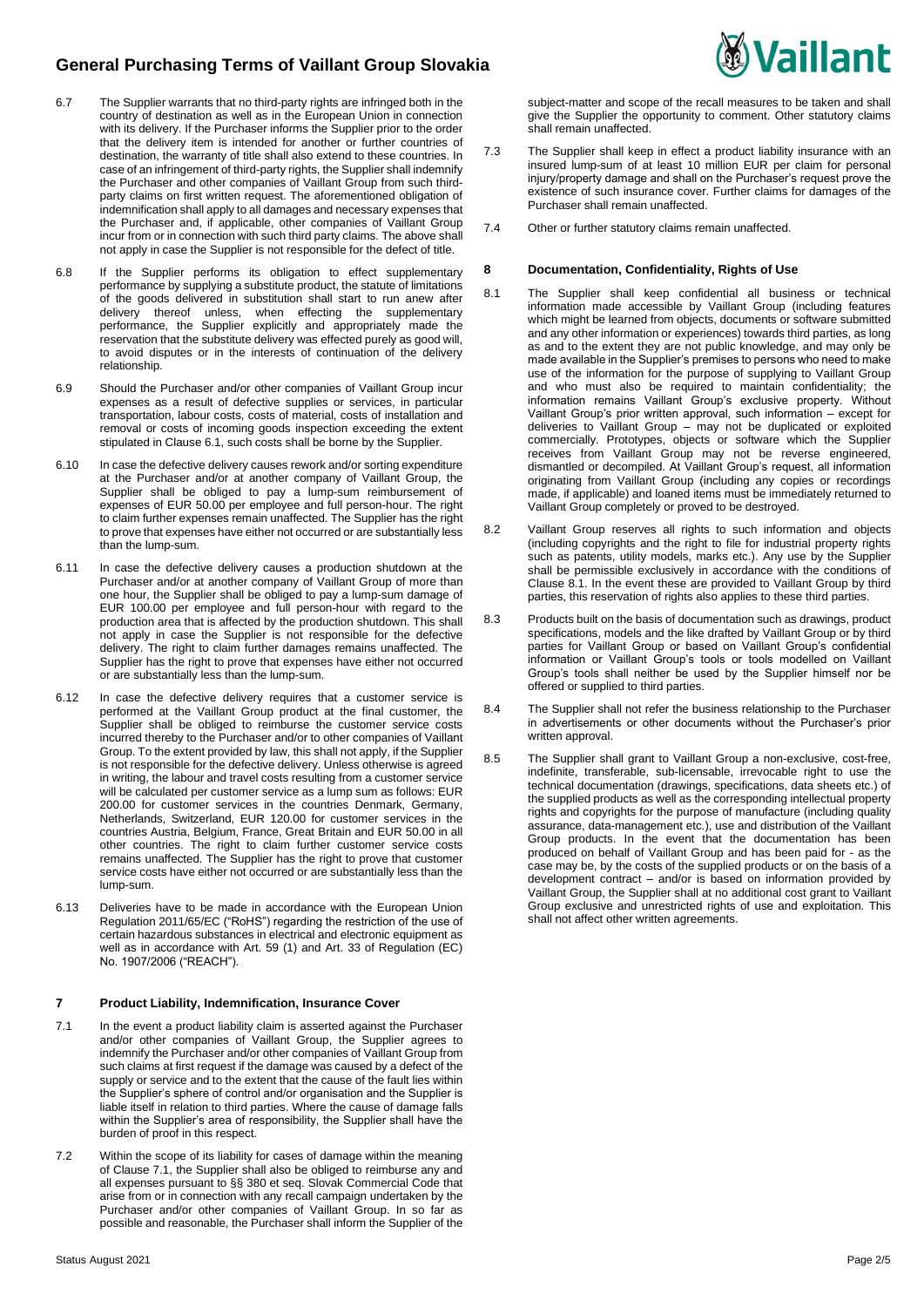6.7 The Supplier warrants that no third-party rights are infringed both in the country of destination as well as in the European Union in connection with its delivery. If the Purchaser informs the Supplier prior to the order that the delivery item is intended for another or further countries of destination, the warranty of title shall also extend to these countries. In case of an infringement of third-party rights, the Supplier shall indemnify the Purchaser and other companies of Vaillant Group from such third-party claims on first written request. The aforementioned obligation of indemnification shall apply to all damages and necessary expenses that the Purchaser and, if applicable, other companies of Vaillant Group incur from or in connection with such third party claims. The above shall not apply in case the Supplier is not responsible for the defect of title.

6.8 If the Supplier performs its obligation to effect supplementary performance by supplying a substitute product, the statute of limitations of the goods delivered in substitution shall start to run anew after delivery thereof unless, when effecting the supplementary performance, the Supplier explicitly and appropriately made the reservation that the substitute delivery was effected purely as good will, to avoid disputes or in the interests of continuation of the delivery relationship.

6.9 Should the Purchaser and/or other companies of Vaillant Group incur expenses as a result of defective supplies or services, in particular transportation, labour costs, costs of material, costs of installation and removal or costs of incoming goods inspection exceeding the extent stipulated in Clause 6.1, such costs shall be borne by the Supplier.

6.10 In case the defective delivery causes rework and/or sorting expenditure at the Purchaser and/or at another company of Vaillant Group, the Supplier shall be obliged to pay a lump-sum reimbursement of expenses of EUR 50.00 per employee and full person-hour. The right to claim further expenses remain unaffected. The Supplier has the right to prove that expenses have either not occurred or are substantially less than the lump-sum.

6.11 In case the defective delivery causes a production shutdown at the Purchaser and/or at another company of Vaillant Group of more than one hour, the Supplier shall be obliged to pay a lump-sum damage of EUR 100.00 per employee and full person-hour with regard to the production area that is affected by the production shutdown. This shall not apply in case the Supplier is not responsible for the defective delivery. The right to claim further damages remains unaffected. The Supplier has the right to prove that expenses have either not occurred or are substantially less than the lump-sum.

6.12 In case the defective delivery requires that a customer service is performed at the Vaillant Group product at the final customer, the Supplier shall be obliged to reimburse the customer service costs incurred thereby to the Purchaser and/or to other companies of Vaillant Group. To the extent provided by law, this shall not apply, if the Supplier is not responsible for the defective delivery. Unless otherwise is agreed in writing, the labour and travel costs resulting from a customer service will be calculated per customer service as a lump sum as follows: EUR 200.00 for customer services in the countries Denmark, Germany, Netherlands, Switzerland, EUR 120.00 for customer services in the countries Austria, Belgium, France, Great Britain and EUR 50.00 in all other countries. The right to claim further customer service costs remains unaffected. The Supplier has the right to prove that customer service costs have either not occurred or are substantially less than the lump-sum.

6.13 Deliveries have to be made in accordance with the European Union Regulation 2011/65/EC ("RoHS") regarding the restriction of the use of certain hazardous substances in electrical and electronic equipment as well as in accordance with Art. 59 (1) and Art. 33 of Regulation (EC) No. 1907/2006 ("REACH").

## 7 Product Liability, Indemnification, Insurance Cover

7.1 In the event a product liability claim is asserted against the Purchaser and/or other companies of Vaillant Group, the Supplier agrees to indemnify the Purchaser and/or other companies of Vaillant Group from such claims at first request if the damage was caused by a defect of the supply or service and to the extent that the cause of the fault lies within the Supplier's sphere of control and/or organisation and the Supplier is liable itself in relation to third parties. Where the cause of damage falls within the Supplier's area of responsibility, the Supplier shall have the burden of proof in this respect.

7.2 Within the scope of its liability for cases of damage within the meaning of Clause 7.1, the Supplier shall also be obliged to reimburse any and all expenses pursuant to §§ 380 et seq. Slovak Commercial Code that arise from or in connection with any recall campaign undertaken by the Purchaser and/or other companies of Vaillant Group. In so far as possible and reasonable, the Purchaser shall inform the Supplier of the subject-matter and scope of the recall measures to be taken and shall give the Supplier the opportunity to comment. Other statutory claims shall remain unaffected.

7.3 The Supplier shall keep in effect a product liability insurance with an insured lump-sum of at least 10 million EUR per claim for personal injury/property damage and shall on the Purchaser's request prove the existence of such insurance cover. Further claims for damages of the Purchaser shall remain unaffected.

7.4 Other or further statutory claims remain unaffected.

## 8 Documentation, Confidentiality, Rights of Use

8.1 The Supplier shall keep confidential all business or technical information made accessible by Vaillant Group (including features which might be learned from objects, documents or software submitted and any other information or experiences) towards third parties, as long as and to the extent they are not public knowledge, and may only be made available in the Supplier's premises to persons who need to make use of the information for the purpose of supplying to Vaillant Group and who must also be required to maintain confidentiality; the information remains Vaillant Group's exclusive property. Without Vaillant Group's prior written approval, such information – except for deliveries to Vaillant Group – may not be duplicated or exploited commercially. Prototypes, objects or software which the Supplier receives from Vaillant Group may not be reverse engineered, dismantled or decompiled. At Vaillant Group's request, all information originating from Vaillant Group (including any copies or recordings made, if applicable) and loaned items must be immediately returned to Vaillant Group completely or proved to be destroyed.

8.2 Vaillant Group reserves all rights to such information and objects (including copyrights and the right to file for industrial property rights such as patents, utility models, marks etc.). Any use by the Supplier shall be permissible exclusively in accordance with the conditions of Clause 8.1. In the event these are provided to Vaillant Group by third parties, this reservation of rights also applies to these third parties.

8.3 Products built on the basis of documentation such as drawings, product specifications, models and the like drafted by Vaillant Group or by third parties for Vaillant Group or based on Vaillant Group's confidential information or Vaillant Group's tools or tools modelled on Vaillant Group's tools shall neither be used by the Supplier himself nor be offered or supplied to third parties.

8.4 The Supplier shall not refer the business relationship to the Purchaser in advertisements or other documents without the Purchaser's prior written approval.

8.5 The Supplier shall grant to Vaillant Group a non-exclusive, cost-free, indefinite, transferable, sub-licensable, irrevocable right to use the technical documentation (drawings, specifications, data sheets etc.) of the supplied products as well as the corresponding intellectual property rights and copyrights for the purpose of manufacture (including quality assurance, data-management etc.), use and distribution of the Vaillant Group products. In the event that the documentation has been produced on behalf of Vaillant Group and has been paid for - as the case may be, by the costs of the supplied products or on the basis of a development contract – and/or is based on information provided by Vaillant Group, the Supplier shall at no additional cost grant to Vaillant Group exclusive and unrestricted rights of use and exploitation. This shall not affect other written agreements.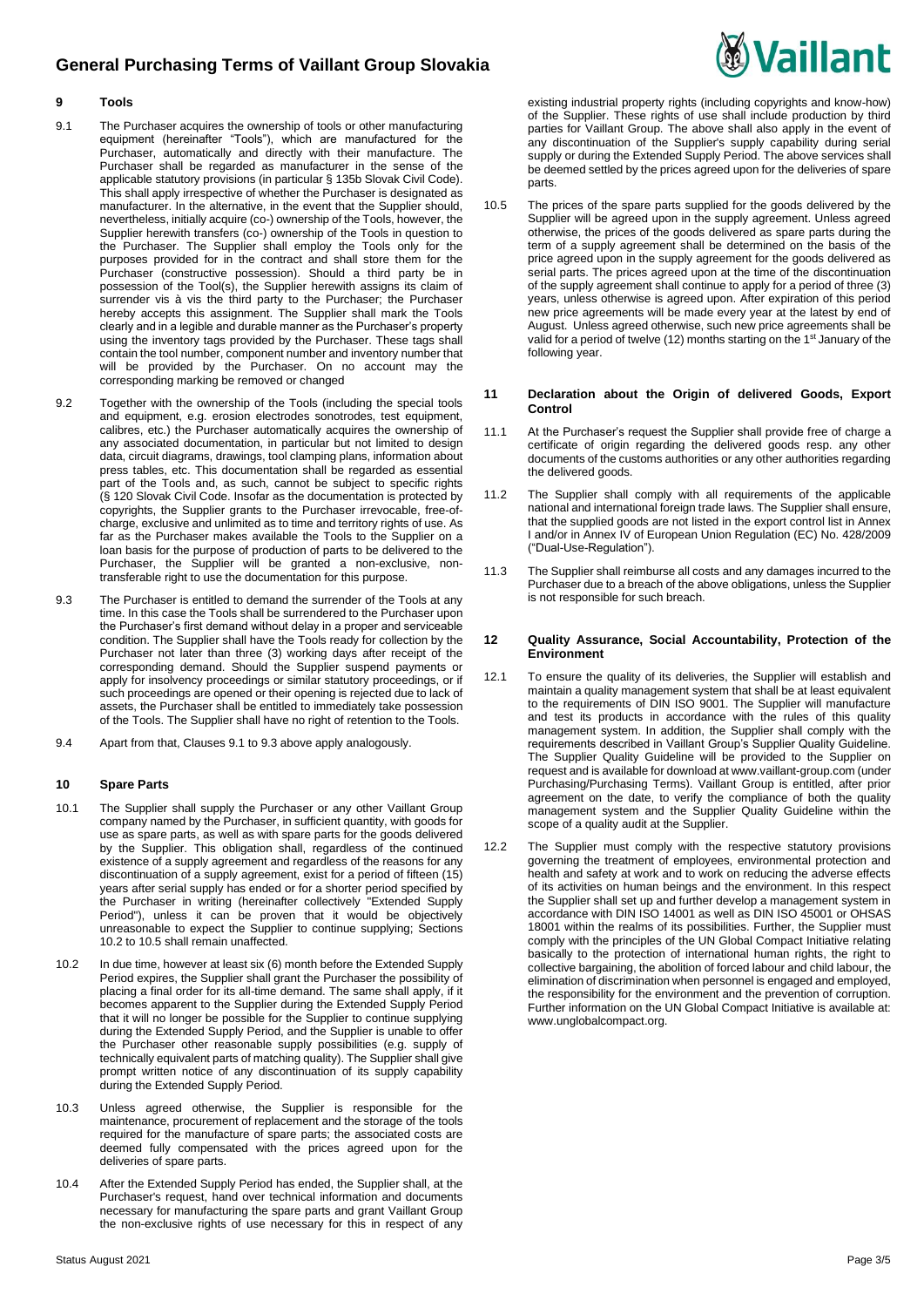## 9 Tools

9.1 The Purchaser acquires the ownership of tools or other manufacturing equipment (hereinafter "Tools"), which are manufactured for the Purchaser, automatically and directly with their manufacture. The Purchaser shall be regarded as manufacturer in the sense of the applicable statutory provisions (in particular § 135b Slovak Civil Code). This shall apply irrespective of whether the Purchaser is designated as manufacturer. In the alternative, in the event that the Supplier should, nevertheless, initially acquire (co-) ownership of the Tools, however, the Supplier herewith transfers (co-) ownership of the Tools in question to the Purchaser. The Supplier shall employ the Tools only for the purposes provided for in the contract and shall store them for the Purchaser (constructive possession). Should a third party be in possession of the Tool(s), the Supplier herewith assigns its claim of surrender vis à vis the third party to the Purchaser; the Purchaser hereby accepts this assignment. The Supplier shall mark the Tools clearly and in a legible and durable manner as the Purchaser's property using the inventory tags provided by the Purchaser. These tags shall contain the tool number, component number and inventory number that will be provided by the Purchaser. On no account may the corresponding marking be removed or changed

9.2 Together with the ownership of the Tools (including the special tools and equipment, e.g. erosion electrodes sonotrodes, test equipment, calibres, etc.) the Purchaser automatically acquires the ownership of any associated documentation, in particular but not limited to design data, circuit diagrams, drawings, tool clamping plans, information about press tables, etc. This documentation shall be regarded as essential part of the Tools and, as such, cannot be subject to specific rights (§ 120 Slovak Civil Code. Insofar as the documentation is protected by copyrights, the Supplier grants to the Purchaser irrevocable, free-of-charge, exclusive and unlimited as to time and territory rights of use. As far as the Purchaser makes available the Tools to the Supplier on a loan basis for the purpose of production of parts to be delivered to the Purchaser, the Supplier will be granted a non-exclusive, non-transferable right to use the documentation for this purpose.

9.3 The Purchaser is entitled to demand the surrender of the Tools at any time. In this case the Tools shall be surrendered to the Purchaser upon the Purchaser's first demand without delay in a proper and serviceable condition. The Supplier shall have the Tools ready for collection by the Purchaser not later than three (3) working days after receipt of the corresponding demand. Should the Supplier suspend payments or apply for insolvency proceedings or similar statutory proceedings, or if such proceedings are opened or their opening is rejected due to lack of assets, the Purchaser shall be entitled to immediately take possession of the Tools. The Supplier shall have no right of retention to the Tools.

9.4 Apart from that, Clauses 9.1 to 9.3 above apply analogously.

## 10 Spare Parts

10.1 The Supplier shall supply the Purchaser or any other Vaillant Group company named by the Purchaser, in sufficient quantity, with goods for use as spare parts, as well as with spare parts for the goods delivered by the Supplier. This obligation shall, regardless of the continued existence of a supply agreement and regardless of the reasons for any discontinuation of a supply agreement, exist for a period of fifteen (15) years after serial supply has ended or for a shorter period specified by the Purchaser in writing (hereinafter collectively "Extended Supply Period"), unless it can be proven that it would be objectively unreasonable to expect the Supplier to continue supplying; Sections 10.2 to 10.5 shall remain unaffected.

10.2 In due time, however at least six (6) month before the Extended Supply Period expires, the Supplier shall grant the Purchaser the possibility of placing a final order for its all-time demand. The same shall apply, if it becomes apparent to the Supplier during the Extended Supply Period that it will no longer be possible for the Supplier to continue supplying during the Extended Supply Period, and the Supplier is unable to offer the Purchaser other reasonable supply possibilities (e.g. supply of technically equivalent parts of matching quality). The Supplier shall give prompt written notice of any discontinuation of its supply capability during the Extended Supply Period.

10.3 Unless agreed otherwise, the Supplier is responsible for the maintenance, procurement of replacement and the storage of the tools required for the manufacture of spare parts; the associated costs are deemed fully compensated with the prices agreed upon for the deliveries of spare parts.

10.4 After the Extended Supply Period has ended, the Supplier shall, at the Purchaser's request, hand over technical information and documents necessary for manufacturing the spare parts and grant Vaillant Group the non-exclusive rights of use necessary for this in respect of any existing industrial property rights (including copyrights and know-how) of the Supplier. These rights of use shall include production by third parties for Vaillant Group. The above shall also apply in the event of any discontinuation of the Supplier's supply capability during serial supply or during the Extended Supply Period. The above services shall be deemed settled by the prices agreed upon for the deliveries of spare parts.

10.5 The prices of the spare parts supplied for the goods delivered by the Supplier will be agreed upon in the supply agreement. Unless agreed otherwise, the prices of the goods delivered as spare parts during the term of a supply agreement shall be determined on the basis of the price agreed upon in the supply agreement for the goods delivered as serial parts. The prices agreed upon at the time of the discontinuation of the supply agreement shall continue to apply for a period of three (3) years, unless otherwise is agreed upon. After expiration of this period new price agreements will be made every year at the latest by end of August. Unless agreed otherwise, such new price agreements shall be valid for a period of twelve (12) months starting on the 1st January of the following year.

## 11 Declaration about the Origin of delivered Goods, Export Control

11.1 At the Purchaser's request the Supplier shall provide free of charge a certificate of origin regarding the delivered goods resp. any other documents of the customs authorities or any other authorities regarding the delivered goods.

11.2 The Supplier shall comply with all requirements of the applicable national and international foreign trade laws. The Supplier shall ensure, that the supplied goods are not listed in the export control list in Annex I and/or in Annex IV of European Union Regulation (EC) No. 428/2009 ("Dual-Use-Regulation").

11.3 The Supplier shall reimburse all costs and any damages incurred to the Purchaser due to a breach of the above obligations, unless the Supplier is not responsible for such breach.

## 12 Quality Assurance, Social Accountability, Protection of the Environment

12.1 To ensure the quality of its deliveries, the Supplier will establish and maintain a quality management system that shall be at least equivalent to the requirements of DIN ISO 9001. The Supplier will manufacture and test its products in accordance with the rules of this quality management system. In addition, the Supplier shall comply with the requirements described in Vaillant Group's Supplier Quality Guideline. The Supplier Quality Guideline will be provided to the Supplier on request and is available for download at www.vaillant-group.com (under Purchasing/Purchasing Terms). Vaillant Group is entitled, after prior agreement on the date, to verify the compliance of both the quality management system and the Supplier Quality Guideline within the scope of a quality audit at the Supplier.

12.2 The Supplier must comply with the respective statutory provisions governing the treatment of employees, environmental protection and health and safety at work and to work on reducing the adverse effects of its activities on human beings and the environment. In this respect the Supplier shall set up and further develop a management system in accordance with DIN ISO 14001 as well as DIN ISO 45001 or OHSAS 18001 within the realms of its possibilities. Further, the Supplier must comply with the principles of the UN Global Compact Initiative relating basically to the protection of international human rights, the right to collective bargaining, the abolition of forced labour and child labour, the elimination of discrimination when personnel is engaged and employed, the responsibility for the environment and the prevention of corruption. Further information on the UN Global Compact Initiative is available at: www.unglobalcompact.org.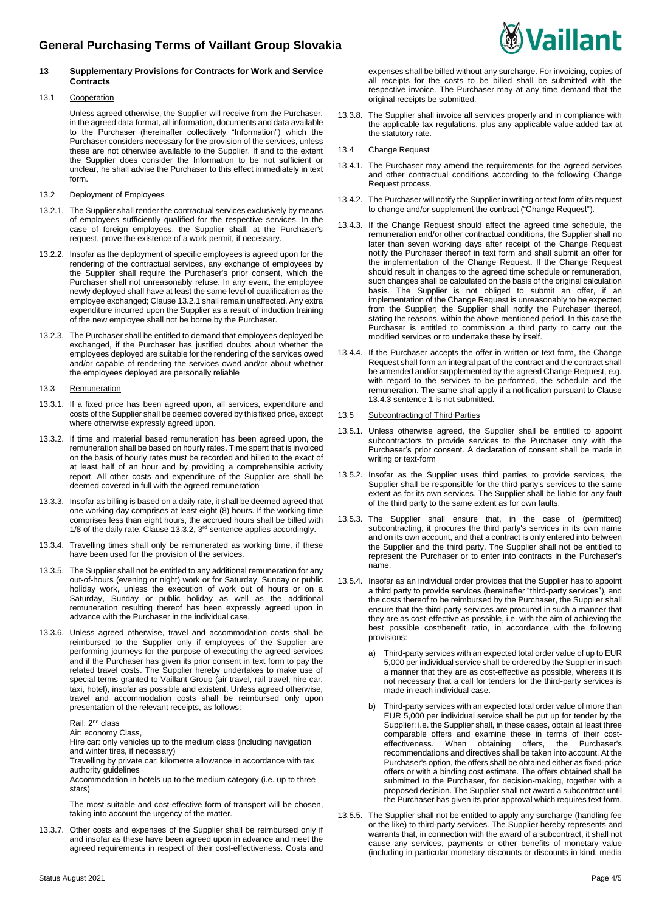## 13 Supplementary Provisions for Contracts for Work and Service Contracts

### 13.1 Cooperation

Unless agreed otherwise, the Supplier will receive from the Purchaser, in the agreed data format, all information, documents and data available to the Purchaser (hereinafter collectively "Information") which the Purchaser considers necessary for the provision of the services, unless these are not otherwise available to the Supplier. If and to the extent the Supplier does consider the Information to be not sufficient or unclear, he shall advise the Purchaser to this effect immediately in text form.

### 13.2 Deployment of Employees

13.2.1. The Supplier shall render the contractual services exclusively by means of employees sufficiently qualified for the respective services. In the case of foreign employees, the Supplier shall, at the Purchaser's request, prove the existence of a work permit, if necessary.

13.2.2. Insofar as the deployment of specific employees is agreed upon for the rendering of the contractual services, any exchange of employees by the Supplier shall require the Purchaser's prior consent, which the Purchaser shall not unreasonably refuse. In any event, the employee newly deployed shall have at least the same level of qualification as the employee exchanged; Clause 13.2.1 shall remain unaffected. Any extra expenditure incurred upon the Supplier as a result of induction training of the new employee shall not be borne by the Purchaser.

13.2.3. The Purchaser shall be entitled to demand that employees deployed be exchanged, if the Purchaser has justified doubts about whether the employees deployed are suitable for the rendering of the services owed and/or capable of rendering the services owed and/or about whether the employees deployed are personally reliable

### 13.3 Remuneration

13.3.1. If a fixed price has been agreed upon, all services, expenditure and costs of the Supplier shall be deemed covered by this fixed price, except where otherwise expressly agreed upon.

13.3.2. If time and material based remuneration has been agreed upon, the remuneration shall be based on hourly rates. Time spent that is invoiced on the basis of hourly rates must be recorded and billed to the exact of at least half of an hour and by providing a comprehensible activity report. All other costs and expenditure of the Supplier are shall be deemed covered in full with the agreed remuneration

13.3.3. Insofar as billing is based on a daily rate, it shall be deemed agreed that one working day comprises at least eight (8) hours. If the working time comprises less than eight hours, the accrued hours shall be billed with 1/8 of the daily rate. Clause 13.3.2, 3rd sentence applies accordingly.

13.3.4. Travelling times shall only be remunerated as working time, if these have been used for the provision of the services.

13.3.5. The Supplier shall not be entitled to any additional remuneration for any out-of-hours (evening or night) work or for Saturday, Sunday or public holiday work, unless the execution of work out of hours or on a Saturday, Sunday or public holiday as well as the additional remuneration resulting thereof has been expressly agreed upon in advance with the Purchaser in the individual case.

13.3.6. Unless agreed otherwise, travel and accommodation costs shall be reimbursed to the Supplier only if employees of the Supplier are performing journeys for the purpose of executing the agreed services and if the Purchaser has given its prior consent in text form to pay the related travel costs. The Supplier hereby undertakes to make use of special terms granted to Vaillant Group (air travel, rail travel, hire car, taxi, hotel), insofar as possible and existent. Unless agreed otherwise, travel and accommodation costs shall be reimbursed only upon presentation of the relevant receipts, as follows:

Rail: 2nd class
Air: economy Class,
Hire car: only vehicles up to the medium class (including navigation and winter tires, if necessary)
Travelling by private car: kilometre allowance in accordance with tax authority guidelines
Accommodation in hotels up to the medium category (i.e. up to three stars)

The most suitable and cost-effective form of transport will be chosen, taking into account the urgency of the matter.

13.3.7. Other costs and expenses of the Supplier shall be reimbursed only if and insofar as these have been agreed upon in advance and meet the agreed requirements in respect of their cost-effectiveness. Costs and expenses shall be billed without any surcharge. For invoicing, copies of all receipts for the costs to be billed shall be submitted with the respective invoice. The Purchaser may at any time demand that the original receipts be submitted.

13.3.8. The Supplier shall invoice all services properly and in compliance with the applicable tax regulations, plus any applicable value-added tax at the statutory rate.

### 13.4 Change Request

13.4.1. The Purchaser may amend the requirements for the agreed services and other contractual conditions according to the following Change Request process.

13.4.2. The Purchaser will notify the Supplier in writing or text form of its request to change and/or supplement the contract ("Change Request").

13.4.3. If the Change Request should affect the agreed time schedule, the remuneration and/or other contractual conditions, the Supplier shall no later than seven working days after receipt of the Change Request notify the Purchaser thereof in text form and shall submit an offer for the implementation of the Change Request. If the Change Request should result in changes to the agreed time schedule or remuneration, such changes shall be calculated on the basis of the original calculation basis. The Supplier is not obliged to submit an offer, if an implementation of the Change Request is unreasonably to be expected from the Supplier; the Supplier shall notify the Purchaser thereof, stating the reasons, within the above mentioned period. In this case the Purchaser is entitled to commission a third party to carry out the modified services or to undertake these by itself.

13.4.4. If the Purchaser accepts the offer in written or text form, the Change Request shall form an integral part of the contract and the contract shall be amended and/or supplemented by the agreed Change Request, e.g. with regard to the services to be performed, the schedule and the remuneration. The same shall apply if a notification pursuant to Clause 13.4.3 sentence 1 is not submitted.

### 13.5 Subcontracting of Third Parties

13.5.1. Unless otherwise agreed, the Supplier shall be entitled to appoint subcontractors to provide services to the Purchaser only with the Purchaser's prior consent. A declaration of consent shall be made in writing or text-form

13.5.2. Insofar as the Supplier uses third parties to provide services, the Supplier shall be responsible for the third party's services to the same extent as for its own services. The Supplier shall be liable for any fault of the third party to the same extent as for own faults.

13.5.3. The Supplier shall ensure that, in the case of (permitted) subcontracting, it procures the third party's services in its own name and on its own account, and that a contract is only entered into between the Supplier and the third party. The Supplier shall not be entitled to represent the Purchaser or to enter into contracts in the Purchaser's name.

13.5.4. Insofar as an individual order provides that the Supplier has to appoint a third party to provide services (hereinafter "third-party services"), and the costs thereto to be reimbursed by the Purchaser, the Supplier shall ensure that the third-party services are procured in such a manner that they are as cost-effective as possible, i.e. with the aim of achieving the best possible cost/benefit ratio, in accordance with the following provisions:

a) Third-party services with an expected total order value of up to EUR 5,000 per individual service shall be ordered by the Supplier in such a manner that they are as cost-effective as possible, whereas it is not necessary that a call for tenders for the third-party services is made in each individual case.

b) Third-party services with an expected total order value of more than EUR 5,000 per individual service shall be put up for tender by the Supplier; i.e. the Supplier shall, in these cases, obtain at least three comparable offers and examine these in terms of their cost-effectiveness. When obtaining offers, the Purchaser's recommendations and directives shall be taken into account. At the Purchaser's option, the offers shall be obtained either as fixed-price offers or with a binding cost estimate. The offers obtained shall be submitted to the Purchaser, for decision-making, together with a proposed decision. The Supplier shall not award a subcontract until the Purchaser has given its prior approval which requires text form.

13.5.5. The Supplier shall not be entitled to apply any surcharge (handling fee or the like) to third-party services. The Supplier hereby represents and warrants that, in connection with the award of a subcontract, it shall not cause any services, payments or other benefits of monetary value (including in particular monetary discounts or discounts in kind, media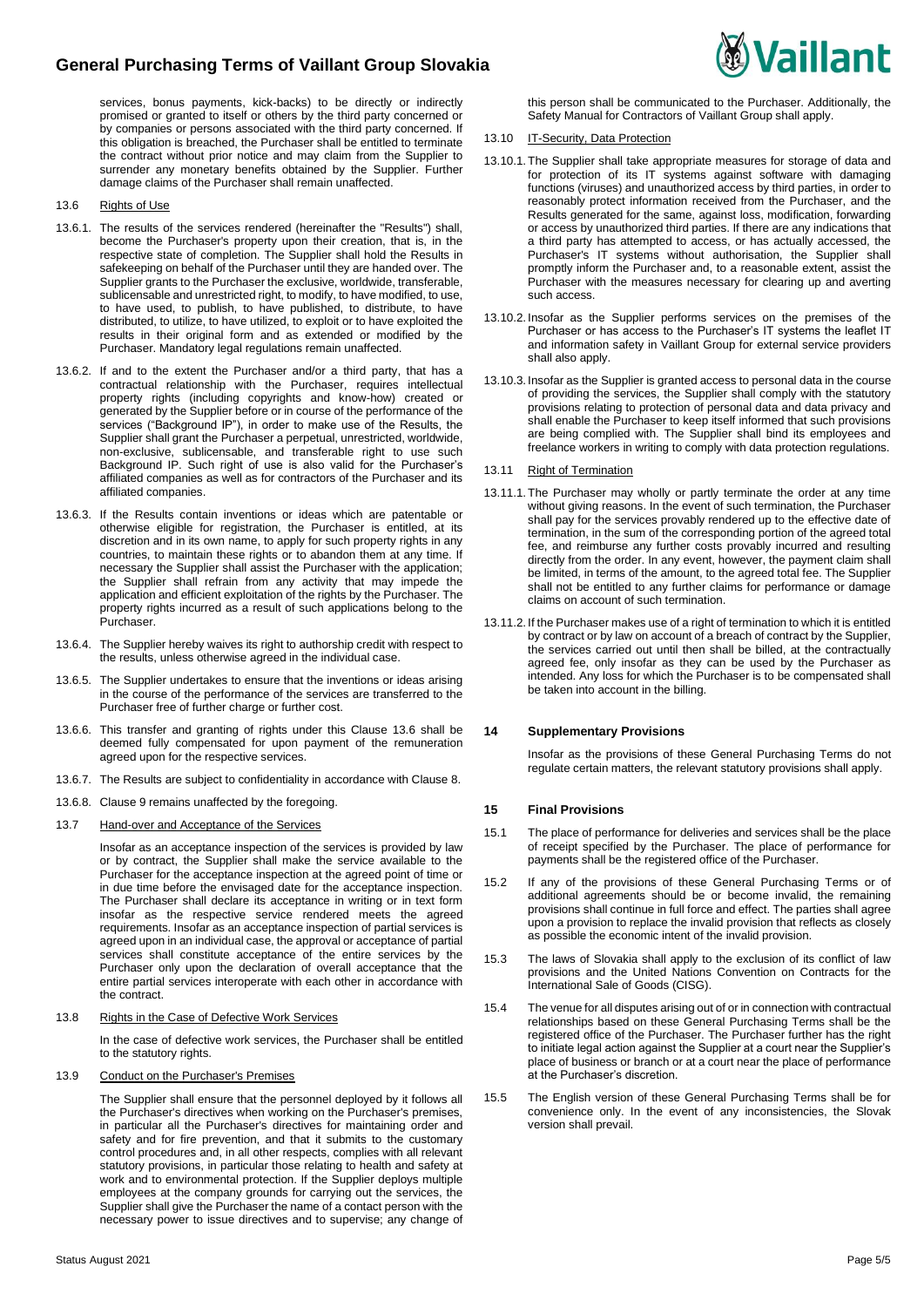services, bonus payments, kick-backs) to be directly or indirectly promised or granted to itself or others by the third party concerned or by companies or persons associated with the third party concerned. If this obligation is breached, the Purchaser shall be entitled to terminate the contract without prior notice and may claim from the Supplier to surrender any monetary benefits obtained by the Supplier. Further damage claims of the Purchaser shall remain unaffected.

13.6 Rights of Use

13.6.1. The results of the services rendered (hereinafter the "Results") shall, become the Purchaser's property upon their creation, that is, in the respective state of completion. The Supplier shall hold the Results in safekeeping on behalf of the Purchaser until they are handed over. The Supplier grants to the Purchaser the exclusive, worldwide, transferable, sublicensable and unrestricted right, to modify, to have modified, to use, to have used, to publish, to have published, to distribute, to have distributed, to utilize, to have utilized, to exploit or to have exploited the results in their original form and as extended or modified by the Purchaser. Mandatory legal regulations remain unaffected.

13.6.2. If and to the extent the Purchaser and/or a third party, that has a contractual relationship with the Purchaser, requires intellectual property rights (including copyrights and know-how) created or generated by the Supplier before or in course of the performance of the services ("Background IP"), in order to make use of the Results, the Supplier shall grant the Purchaser a perpetual, unrestricted, worldwide, non-exclusive, sublicensable, and transferable right to use such Background IP. Such right of use is also valid for the Purchaser's affiliated companies as well as for contractors of the Purchaser and its affiliated companies.

13.6.3. If the Results contain inventions or ideas which are patentable or otherwise eligible for registration, the Purchaser is entitled, at its discretion and in its own name, to apply for such property rights in any countries, to maintain these rights or to abandon them at any time. If necessary the Supplier shall assist the Purchaser with the application; the Supplier shall refrain from any activity that may impede the application and efficient exploitation of the rights by the Purchaser. The property rights incurred as a result of such applications belong to the Purchaser.

13.6.4. The Supplier hereby waives its right to authorship credit with respect to the results, unless otherwise agreed in the individual case.

13.6.5. The Supplier undertakes to ensure that the inventions or ideas arising in the course of the performance of the services are transferred to the Purchaser free of further charge or further cost.

13.6.6. This transfer and granting of rights under this Clause 13.6 shall be deemed fully compensated for upon payment of the remuneration agreed upon for the respective services.

13.6.7. The Results are subject to confidentiality in accordance with Clause 8.

13.6.8. Clause 9 remains unaffected by the foregoing.

13.7 Hand-over and Acceptance of the Services

Insofar as an acceptance inspection of the services is provided by law or by contract, the Supplier shall make the service available to the Purchaser for the acceptance inspection at the agreed point of time or in due time before the envisaged date for the acceptance inspection. The Purchaser shall declare its acceptance in writing or in text form insofar as the respective service rendered meets the agreed requirements. Insofar as an acceptance inspection of partial services is agreed upon in an individual case, the approval or acceptance of partial services shall constitute acceptance of the entire services by the Purchaser only upon the declaration of overall acceptance that the entire partial services interoperate with each other in accordance with the contract.

13.8 Rights in the Case of Defective Work Services

In the case of defective work services, the Purchaser shall be entitled to the statutory rights.

13.9 Conduct on the Purchaser's Premises

The Supplier shall ensure that the personnel deployed by it follows all the Purchaser's directives when working on the Purchaser's premises, in particular all the Purchaser's directives for maintaining order and safety and for fire prevention, and that it submits to the customary control procedures and, in all other respects, complies with all relevant statutory provisions, in particular those relating to health and safety at work and to environmental protection. If the Supplier deploys multiple employees at the company grounds for carrying out the services, the Supplier shall give the Purchaser the name of a contact person with the necessary power to issue directives and to supervise; any change of this person shall be communicated to the Purchaser. Additionally, the Safety Manual for Contractors of Vaillant Group shall apply.

13.10 IT-Security, Data Protection

13.10.1. The Supplier shall take appropriate measures for storage of data and for protection of its IT systems against software with damaging functions (viruses) and unauthorized access by third parties, in order to reasonably protect information received from the Purchaser, and the Results generated for the same, against loss, modification, forwarding or access by unauthorized third parties. If there are any indications that a third party has attempted to access, or has actually accessed, the Purchaser's IT systems without authorisation, the Supplier shall promptly inform the Purchaser and, to a reasonable extent, assist the Purchaser with the measures necessary for clearing up and averting such access.

13.10.2. Insofar as the Supplier performs services on the premises of the Purchaser or has access to the Purchaser's IT systems the leaflet IT and information safety in Vaillant Group for external service providers shall also apply.

13.10.3. Insofar as the Supplier is granted access to personal data in the course of providing the services, the Supplier shall comply with the statutory provisions relating to protection of personal data and data privacy and shall enable the Purchaser to keep itself informed that such provisions are being complied with. The Supplier shall bind its employees and freelance workers in writing to comply with data protection regulations.

13.11 Right of Termination

13.11.1. The Purchaser may wholly or partly terminate the order at any time without giving reasons. In the event of such termination, the Purchaser shall pay for the services provably rendered up to the effective date of termination, in the sum of the corresponding portion of the agreed total fee, and reimburse any further costs provably incurred and resulting directly from the order. In any event, however, the payment claim shall be limited, in terms of the amount, to the agreed total fee. The Supplier shall not be entitled to any further claims for performance or damage claims on account of such termination.

13.11.2. If the Purchaser makes use of a right of termination to which it is entitled by contract or by law on account of a breach of contract by the Supplier, the services carried out until then shall be billed, at the contractually agreed fee, only insofar as they can be used by the Purchaser as intended. Any loss for which the Purchaser is to be compensated shall be taken into account in the billing.

## 14 Supplementary Provisions

Insofar as the provisions of these General Purchasing Terms do not regulate certain matters, the relevant statutory provisions shall apply.

## 15 Final Provisions

15.1 The place of performance for deliveries and services shall be the place of receipt specified by the Purchaser. The place of performance for payments shall be the registered office of the Purchaser.

15.2 If any of the provisions of these General Purchasing Terms or of additional agreements should be or become invalid, the remaining provisions shall continue in full force and effect. The parties shall agree upon a provision to replace the invalid provision that reflects as closely as possible the economic intent of the invalid provision.

15.3 The laws of Slovakia shall apply to the exclusion of its conflict of law provisions and the United Nations Convention on Contracts for the International Sale of Goods (CISG).

15.4 The venue for all disputes arising out of or in connection with contractual relationships based on these General Purchasing Terms shall be the registered office of the Purchaser. The Purchaser further has the right to initiate legal action against the Supplier at a court near the Supplier's place of business or branch or at a court near the place of performance at the Purchaser's discretion.

15.5 The English version of these General Purchasing Terms shall be for convenience only. In the event of any inconsistencies, the Slovak version shall prevail.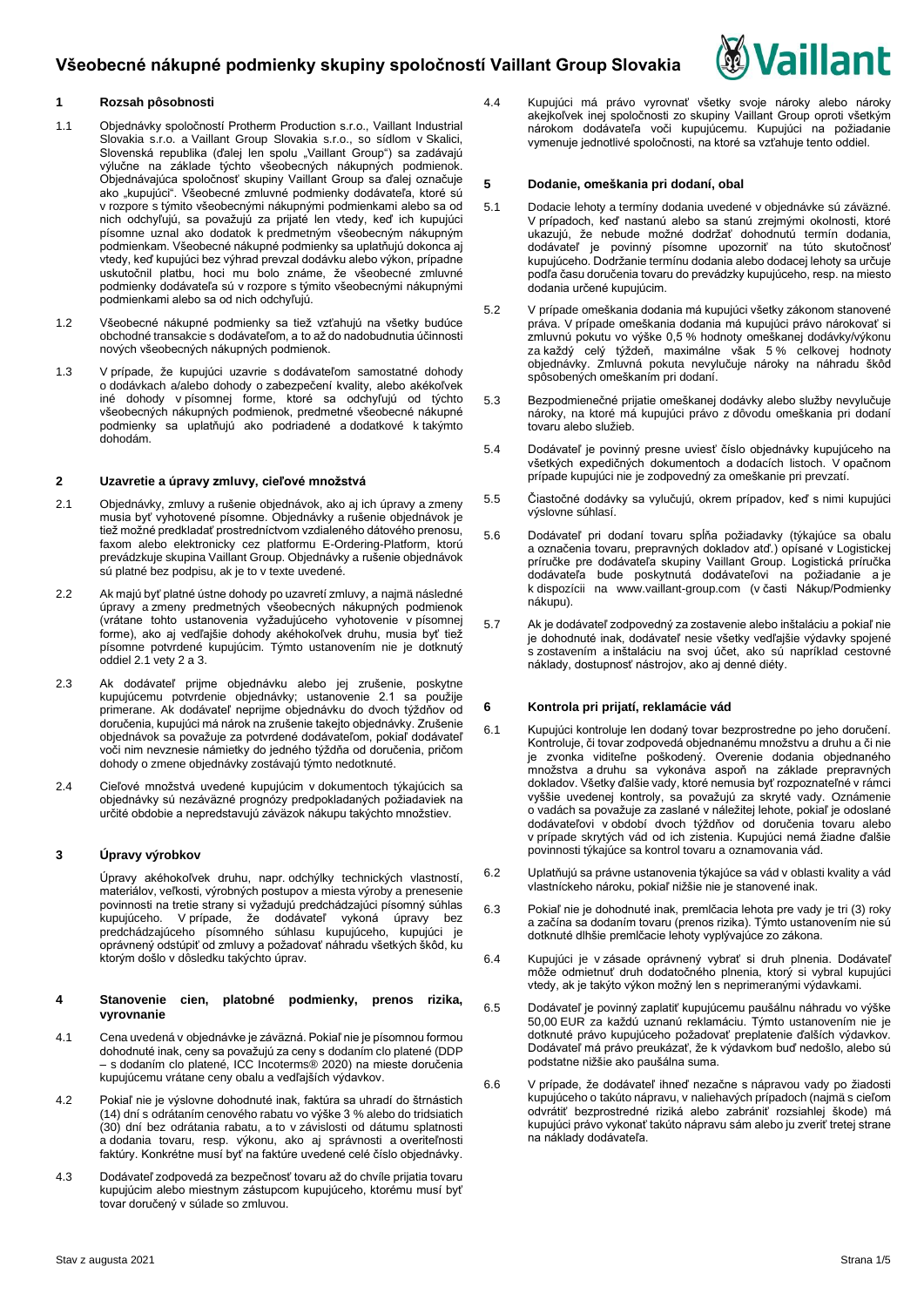# Všeobecné nákupné podmienky skupiny spoločností Vaillant Group Slovakia

## 1 Rozsah pôsobnosti

1.1 Objednávky spoločností Protherm Production s.r.o., Vaillant Industrial Slovakia s.r.o. a Vaillant Group Slovakia s.r.o., so sídlom v Skalici, Slovenská republika (ďalej len spolu „Vaillant Group") sa zadávajú výlučne na základe týchto všeobecných nákupných podmienok. Objednávajúca spoločnosť skupiny Vaillant Group sa ďalej označuje ako „kupujúci". Všeobecné zmluvné podmienky dodávateľa, ktoré sú v rozpore s týmito všeobecnými nákupnými podmienkami alebo sa od nich odchyľujú, sa považujú za prijaté len vtedy, keď ich kupujúci písomne uznal ako dodatok k predmetným všeobecným nákupným podmienkam. Všeobecné nákupné podmienky sa uplatňujú dokonca aj vtedy, keď kupujúci bez výhrad prevzal dodávku alebo výkon, prípadne uskutočnil platbu, hoci mu bolo známe, že všeobecné zmluvné podmienky dodávateľa sú v rozpore s týmito všeobecnými nákupnými podmienkami alebo sa od nich odchyľujú.

1.2 Všeobecné nákupné podmienky sa tiež vzťahujú na všetky budúce obchodné transakcie s dodávateľom, a to až do nadobudnutia účinnosti nových všeobecných nákupných podmienok.

1.3 V prípade, že kupujúci uzavrie s dodávateľom samostatné dohody o dodávkach a/alebo dohody o zabezpečení kvality, alebo akékoľvek iné dohody v písomnej forme, ktoré sa odchyľujú od týchto všeobecných nákupných podmienok, predmetné všeobecné nákupné podmienky sa uplatňujú ako podriadené a dodatkové k takýmto dohodám.

## 2 Uzavretie a úpravy zmluvy, cieľové množstvá

2.1 Objednávky, zmluvy a rušenie objednávok, ako aj ich úpravy a zmeny musia byť vyhotovené písomne. Objednávky a rušenie objednávok je tiež možné predkladať prostredníctvom vzdialeného dátového prenosu, faxom alebo elektronicky cez platformu E-Ordering-Platform, ktorú prevádzkuje skupina Vaillant Group. Objednávky a rušenie objednávok sú platné bez podpisu, ak je to v texte uvedené.

2.2 Ak majú byť platné ústne dohody po uzavretí zmluvy, a najmä následné úpravy a zmeny predmetných všeobecných nákupných podmienok (vrátane tohto ustanovenia vyžadujúceho vyhotovenie v písomnej forme), ako aj vedľajšie dohody akéhokoľvek druhu, musia byť tiež písomne potvrdené kupujúcim. Týmto ustanovením nie je dotknutý oddiel 2.1 vety 2 a 3.

2.3 Ak dodávateľ prijme objednávku alebo jej zrušenie, poskytne kupujúcemu potvrdenie objednávky; ustanovenie 2.1 sa použije primerane. Ak dodávateľ neprijme objednávku do dvoch týždňov od doručenia, kupujúci má nárok na zrušenie takejto objednávky. Zrušenie objednávok sa považuje za potvrdené dodávateľom, pokiaľ dodávateľ voči nim nevznesie námietky do jedného týždňa od doručenia, pričom dohody o zmene objednávky zostávajú týmto nedotknuté.

2.4 Cieľové množstvá uvedené kupujúcim v dokumentoch týkajúcich sa objednávky sú nezáväzné prognózy predpokladaných požiadaviek na určité obdobie a nepredstavujú záväzok nákupu takýchto množstiev.

## 3 Úpravy výrobkov

Úpravy akéhokoľvek druhu, napr. odchýlky technických vlastností, materiálov, veľkosti, výrobných postupov a miesta výroby a prenesenie povinnosti na tretie strany si vyžadujú predchádzajúci písomný súhlas kupujúceho. V prípade, že dodávateľ vykoná úpravy bez predchádzajúceho písomného súhlasu kupujúceho, kupujúci je oprávnený odstúpiť od zmluvy a požadovať náhradu všetkých škôd, ku ktorým došlo v dôsledku takýchto úprav.

## 4 Stanovenie cien, platobné podmienky, prenos rizika, vyrovnanie

4.1 Cena uvedená v objednávke je záväzná. Pokiaľ nie je písomnou formou dohodnuté inak, ceny sa považujú za ceny s dodaním clo platené (DDP – s dodaním clo platené, ICC Incoterms® 2020) na mieste doručenia kupujúcemu vrátane ceny obalu a vedľajších výdavkov.

4.2 Pokiaľ nie je výslovne dohodnuté inak, faktúra sa uhradí do štrnástich (14) dní s odrátaním cenového rabatu vo výške 3 % alebo do tridsiatich (30) dní bez odrátania rabatu, a to v závislosti od dátumu splatnosti a dodania tovaru, resp. výkonu, ako aj správnosti a overiteľnosti faktúry. Konkrétne musí byť na faktúre uvedené celé číslo objednávky.

4.3 Dodávateľ zodpovedá za bezpečnosť tovaru až do chvíle prijatia tovaru kupujúcim alebo miestnym zástupcom kupujúceho, ktorému musí byť tovar doručený v súlade so zmluvou.

4.4 Kupujúci má právo vyrovnať všetky svoje nároky alebo nároky akejkoľvek inej spoločnosti zo skupiny Vaillant Group oproti všetkým nárokom dodávateľa voči kupujúcemu. Kupujúci na požiadanie vymenuje jednotlivé spoločnosti, na ktoré sa vzťahuje tento oddiel.

## 5 Dodanie, omeškania pri dodaní, obal

5.1 Dodacie lehoty a termíny dodania uvedené v objednávke sú záväzné. V prípadoch, keď nastanú alebo sa stanú zrejmými okolnosti, ktoré ukazujú, že nebude možné dodržať dohodnutú termín dodania, dodávateľ je povinný písomne upozorniť na túto skutočnosť kupujúceho. Dodržanie termínu dodania alebo dodacej lehoty sa určuje podľa času doručenia tovaru do prevádzky kupujúceho, resp. na miesto dodania určené kupujúcim.

5.2 V prípade omeškania dodania má kupujúci všetky zákonom stanovené práva. V prípade omeškania dodania má kupujúci právo nárokovať si zmluvnú pokutu vo výške 0,5 % hodnoty omeškanej dodávky/výkonu za každý celý týždeň, maximálne však 5 % celkovej hodnoty objednávky. Zmluvná pokuta nevylučuje nároky na náhradu škôd spôsobených omeškaním pri dodaní.

5.3 Bezpodmienečné prijatie omeškanej dodávky alebo služby nevylučuje nároky, na ktoré má kupujúci právo z dôvodu omeškania pri dodaní tovaru alebo služieb.

5.4 Dodávateľ je povinný presne uviesť číslo objednávky kupujúceho na všetkých expedičných dokumentoch a dodacích listoch. V opačnom prípade kupujúci nie je zodpovedný za omeškanie pri prevzatí.

5.5 Čiastočné dodávky sa vylučujú, okrem prípadov, keď s nimi kupujúci výslovne súhlasí.

5.6 Dodávateľ pri dodaní tovaru spĺňa požiadavky (týkajúce sa obalu a označenia tovaru, prepravných dokladov atď.) opísané v Logistickej príručke pre dodávateľa skupiny Vaillant Group. Logistická príručka dodávateľa bude poskytnutá dodávateľovi na požiadanie a je k dispozícii na www.vaillant-group.com (v časti Nákup/Podmienky nákupu).

5.7 Ak je dodávateľ zodpovedný za zostavenie alebo inštaláciu a pokiaľ nie je dohodnuté inak, dodávateľ nesie všetky vedľajšie výdavky spojené so zostavením a inštaláciu na svoj účet, ako sú napríklad cestovné náklady, dostupnosť nástrojov, ako aj denné diéty.

## 6 Kontrola pri prijatí, reklamácie vád

6.1 Kupujúci kontroluje len dodaný tovar bezprostredne po jeho doručení. Kontroluje, či tovar zodpovedá objednanému množstvu a druhu a či nie je zvonka viditeľne poškodený. Overenie dodania objednaného množstva a druhu sa vykonáva aspoň na základe prepravných dokladov. Všetky ďalšie vady, ktoré nemusia byť rozpoznateľné v rámci vyššie uvedenej kontroly, sa považujú za skryté vady. Oznámenie o vadách sa považuje za zaslané v náležitej lehote, pokiaľ je odoslané dodávateľovi v období dvoch týždňov od doručenia tovaru alebo v prípade skrytých vád od ich zistenia. Kupujúci nemá žiadne ďalšie povinnosti týkajúce sa kontrol tovaru a oznamovania vád.

6.2 Uplatňujú sa právne ustanovenia týkajúce sa vád v oblasti kvality a vád vlastníckeho nároku, pokiaľ nižšie nie je stanovené inak.

6.3 Pokiaľ nie je dohodnuté inak, premlčacia lehota pre vady je tri (3) roky a začína sa dodaním tovaru (prenos rizika). Týmto ustanovením nie sú dotknuté dlhšie premlčacie lehoty vyplývajúce zo zákona.

6.4 Kupujúci je v zásade oprávnený vybrať si druh plnenia. Dodávateľ môže odmietnuť druh dodatočného plnenia, ktorý si vybral kupujúci vtedy, ak je takýto výkon možný len s neprimeranými výdavkami.

6.5 Dodávateľ je povinný zaplatiť kupujúcemu paušálnu náhradu vo výške 50,00 EUR za každú uznanú reklamáciu. Týmto ustanovením nie je dotknuté právo kupujúceho požadovať preplatenie ďalších výdavkov. Dodávateľ má právo preukázať, že k výdavkom buď nedošlo, alebo sú podstatne nižšie ako paušálna suma.

6.6 V prípade, že dodávateľ ihneď nezačne s nápravou vady po žiadosti kupujúceho o takúto nápravu, v naliehavých prípadoch (najmä s cieľom odvrátiť bezprostredné riziká alebo zabrániť rozsiahlej škode) má kupujúci právo vykonať takúto nápravu sám alebo ju zveriť tretej strane na náklady dodávateľa.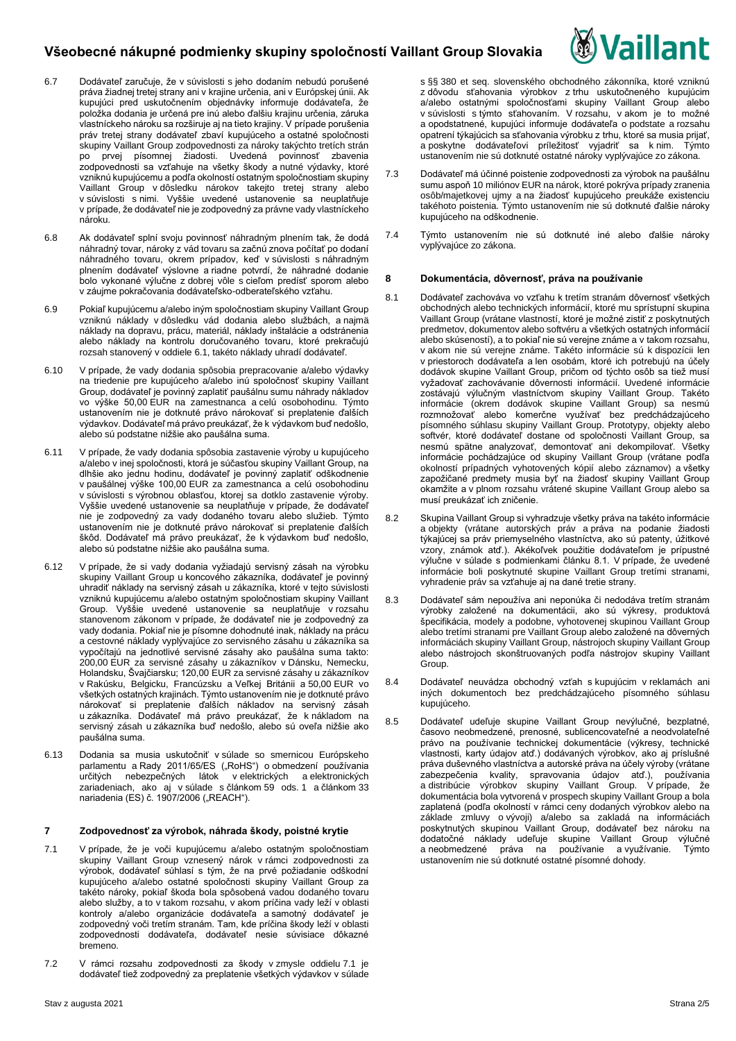6.7 Dodávateľ zaručuje, že v súvislosti s jeho dodaním nebudú porušené práva žiadnej tretej strany ani v krajine určenia, ani v Európskej únii. Ak kupujúci pred uskutočnením objednávky informuje dodávateľa, že položka dodania je určená pre inú alebo ďalšiu krajinu určenia, záruka vlastníckeho nároku sa rozširuje aj na tieto krajiny. V prípade porušenia práv tretej strany dodávateľ zbaví kupujúceho a ostatné spoločnosti skupiny Vaillant Group zodpovednosti za nároky takýchto tretích strán po prvej písomnej žiadosti. Uvedená povinnosť zbavenia zodpovednosti sa vzťahuje na všetky škody a nutné výdavky, ktoré vzniknú kupujúcemu a podľa okolností ostatným spoločnostiam skupiny Vaillant Group v dôsledku nárokov takejto tretej strany alebo v súvislosti s nimi. Vyššie uvedené ustanovenie sa neuplatňuje v prípade, že dodávateľ nie je zodpovedný za právne vady vlastníckeho nároku.

6.8 Ak dodávateľ splní svoju povinnosť náhradným plnením tak, že dodá náhradný tovar, nároky z vád tovaru sa začnú znova počítať po dodaní náhradného tovaru, okrem prípadov, keď v súvislosti s náhradným plnením dodávateľ výslovne a riadne potvrdí, že náhradné dodanie bolo vykonané výlučne z dobrej vôle s cieľom predísť sporom alebo v záujme pokračovania dodávateľsko-odberateľského vzťahu.

6.9 Pokiaľ kupujúcemu a/alebo iným spoločnostiam skupiny Vaillant Group vzniknú náklady v dôsledku vád dodania alebo službách, a najmä náklady na dopravu, prácu, materiál, náklady inštalácie a odstránenia alebo náklady na kontrolu doručovaného tovaru, ktoré prekračujú rozsah stanovený v oddiele 6.1, takéto náklady uhradí dodávateľ.

6.10 V prípade, že vady dodania spôsobia prepracovanie a/alebo výdavky na triedenie pre kupujúceho a/alebo inú spoločnosť skupiny Vaillant Group, dodávateľ je povinný zaplatiť paušálnu sumu náhrady nákladov vo výške 50,00 EUR na zamestnanca a celú osobohodinu. Týmto ustanovením nie je dotknuté právo nárokovať si preplatenie ďalších výdavkov. Dodávateľ má právo preukázať, že k výdavkom buď nedošlo, alebo sú podstatne nižšie ako paušálna suma.

6.11 V prípade, že vady dodania spôsobia zastavenie výroby u kupujúceho a/alebo v inej spoločnosti, ktorá je súčasťou skupiny Vaillant Group, na dlhšie ako jednu hodinu, dodávateľ je povinný zaplatiť odškodnenie v paušálnej výške 100,00 EUR za zamestnanca a celú osobohodinu v súvislosti s výrobnou oblasťou, ktorej sa dotklo zastavenie výroby. Vyššie uvedené ustanovenie sa neuplatňuje v prípade, že dodávateľ nie je zodpovedný za vady dodaného tovaru alebo služieb. Týmto ustanovením nie je dotknuté právo nárokovať si preplatenie ďalších škôd. Dodávateľ má právo preukázať, že k výdavkom buď nedošlo, alebo sú podstatne nižšie ako paušálna suma.

6.12 V prípade, že si vady dodania vyžiadajú servisný zásah na výrobku skupiny Vaillant Group u koncového zákazníka, dodávateľ je povinný uhradiť náklady na servisný zásah u zákazníka, ktoré v tejto súvislosti vzniknú kupujúcemu a/alebo ostatným spoločnostiam skupiny Vaillant Group. Vyššie uvedené ustanovenie sa neuplatňuje v rozsahu stanovenom zákonom v prípade, že dodávateľ nie je zodpovedný za vady dodania. Pokiaľ nie je písomne dohodnuté inak, náklady na prácu a cestovné náklady vyplývajúce zo servisného zásahu u zákazníka sa vypočítajú na jednotlivé servisné zásahy ako paušálna suma takto: 200,00 EUR za servisné zásahy u zákazníkov v Dánsku, Nemecku, Holandsku, Švajčiarsku; 120,00 EUR za servisné zásahy u zákazníkov v Rakúsku, Belgicku, Francúzsku a Veľkej Británii a 50,00 EUR vo všetkých ostatných krajinách. Týmto ustanovením nie je dotknuté právo nárokovať si preplatenie ďalších nákladov na servisný zásah u zákazníka. Dodávateľ má právo preukázať, že k nákladom na servisný zásah u zákazníka buď nedošlo, alebo sú oveľa nižšie ako paušálna suma.

6.13 Dodania sa musia uskutočniť v súlade so smernicou Európskeho parlamentu a Rady 2011/65/ES („RoHS") o obmedzení používania určitých nebezpečných látok v elektrických a elektronických zariadeniach, ako aj v súlade s článkom 59 ods. 1 a článkom 33 nariadenia (ES) č. 1907/2006 („REACH").

## 7 Zodpovednosť za výrobok, náhrada škody, poistné krytie

7.1 V prípade, že je voči kupujúcemu a/alebo ostatným spoločnostiam skupiny Vaillant Group vznesený nárok v rámci zodpovednosti za výrobok, dodávateľ súhlasí s tým, že na prvé požiadanie odškodní kupujúceho a/alebo ostatné spoločnosti skupiny Vaillant Group za takéto nároky, pokiaľ škoda bola spôsobená vadou dodaného tovaru alebo služby, a to v takom rozsahu, v akom príčina vady leží v oblasti kontroly a/alebo organizácie dodávateľa a samotný dodávateľ je zodpovedný voči tretím stranám. Tam, kde príčina škody leží v oblasti zodpovednosti dodávateľa, dodávateľ nesie súvisiace dôkazné bremeno.

7.2 V rámci rozsahu zodpovednosti za škody v zmysle oddielu 7.1 je dodávateľ tiež zodpovedný za preplatenie všetkých výdavkov v súlade s §§ 380 et seq. slovenského obchodného zákonníka, ktoré vzniknú z dôvodu sťahovania výrobkov z trhu uskutočneného kupujúcim a/alebo ostatnými spoločnosťami skupiny Vaillant Group alebo v súvislosti s týmto sťahovaním. V rozsahu, v akom je to možné a opodstatnené, kupujúci informuje dodávateľa o podstate a rozsahu opatrení týkajúcich sa sťahovania výrobku z trhu, ktoré sa musia prijať, a poskytne dodávateľovi príležitosť vyjadriť sa k nim. Týmto ustanovením nie sú dotknuté ostatné nároky vyplývajúce zo zákona.

7.3 Dodávateľ má účinné poistenie zodpovednosti za výrobok na paušálnu sumu aspoň 10 miliónov EUR na nárok, ktoré pokrýva prípady zranenia osôb/majetkovej ujmy a na žiadosť kupujúceho preukáže existenciu takéhoto poistenia. Týmto ustanovením nie sú dotknuté ďalšie nároky kupujúceho na odškodnenie.

7.4 Týmto ustanovením nie sú dotknuté iné alebo ďalšie nároky vyplývajúce zo zákona.

## 8 Dokumentácia, dôvernosť, práva na používanie

8.1 Dodávateľ zachováva vo vzťahu k tretím stranám dôvernosť všetkých obchodných alebo technických informácií, ktoré mu sprístupní skupina Vaillant Group (vrátane vlastností, ktoré je možné zistiť z poskytnutých predmetov, dokumentov alebo softvéru a všetkých ostatných informácií alebo skúseností), a to pokiaľ nie sú verejne známe a v takom rozsahu, v akom nie sú verejne známe. Takéto informácie sú k dispozícii len v priestoroch dodávateľa a len osobám, ktoré ich potrebujú na účely dodávok skupine Vaillant Group, pričom od týchto osôb sa tiež musí vyžadovať zachovávanie dôvernosti informácií. Uvedené informácie zostávajú výlučným vlastníctvom skupiny Vaillant Group. Takéto informácie (okrem dodávok skupine Vaillant Group) sa nesmú rozmnožovať alebo komerčne využívať bez predchádzajúceho písomného súhlasu skupiny Vaillant Group. Prototypy, objekty alebo softvér, ktoré dodávateľ dostane od spoločnosti Vaillant Group, sa nesmú spätne analyzovať, demontovať ani dekompilovať. Všetky informácie pochádzajúce od skupiny Vaillant Group (vrátane podľa okolností prípadných vyhotovených kópií alebo záznamov) a všetky zapožičané predmety musia byť na žiadosť skupiny Vaillant Group okamžite a v plnom rozsahu vrátené skupine Vaillant Group alebo sa musí preukázať ich zničenie.

8.2 Skupina Vaillant Group si vyhradzuje všetky práva na takéto informácie a objekty (vrátane autorských práv a práva na podanie žiadosti týkajúcej sa práv priemyselného vlastníctva, ako sú patenty, úžitkové vzory, známok atď.). Akékoľvek použitie dodávateľom je prípustné výlučne v súlade s podmienkami článku 8.1. V prípade, že uvedené informácie boli poskytnuté skupine Vaillant Group tretími stranami, vyhradenie práv sa vzťahuje aj na dané tretie strany.

8.3 Dodávateľ sám nepoužíva ani neponúka či nedodáva tretím stranám výrobky založené na dokumentácii, ako sú výkresy, produktová špecifikácia, modely a podobne, vyhotovenej skupinou Vaillant Group alebo tretími stranami pre Vaillant Group alebo založené na dôverných informáciách skupiny Vaillant Group, nástrojoch skupiny Vaillant Group alebo nástrojoch skonštruovaných podľa nástrojov skupiny Vaillant Group.

8.4 Dodávateľ neuvádza obchodný vzťah s kupujúcim v reklamách ani iných dokumentoch bez predchádzajúceho písomného súhlasu kupujúceho.

8.5 Dodávateľ udeľuje skupine Vaillant Group nevýlučné, bezplatné, časovo neobmedzené, prenosné, sublicencovateľné a neodvolateľné právo na používanie technickej dokumentácie (výkresy, technické vlastnosti, karty údajov atď.) dodávaných výrobkov, ako aj príslušné práva duševného vlastníctva a autorské práva na účely výroby (vrátane zabezpečenia kvality, spravovania údajov atď.), používania a distribúcie výrobkov skupiny Vaillant Group. V prípade, že dokumentácia bola vytvorená v prospech skupiny Vaillant Group a bola zaplatená (podľa okolností v rámci ceny dodaných výrobkov alebo na základe zmluvy o vývoji) a/alebo sa zakladá na informáciách poskytnutých skupinou Vaillant Group, dodávateľ bez nároku na dodatočné náklady udeľuje skupine Vaillant Group výlučné a neobmedzené práva na používanie a využívanie. Týmto ustanovením nie sú dotknuté ostatné písomné dohody.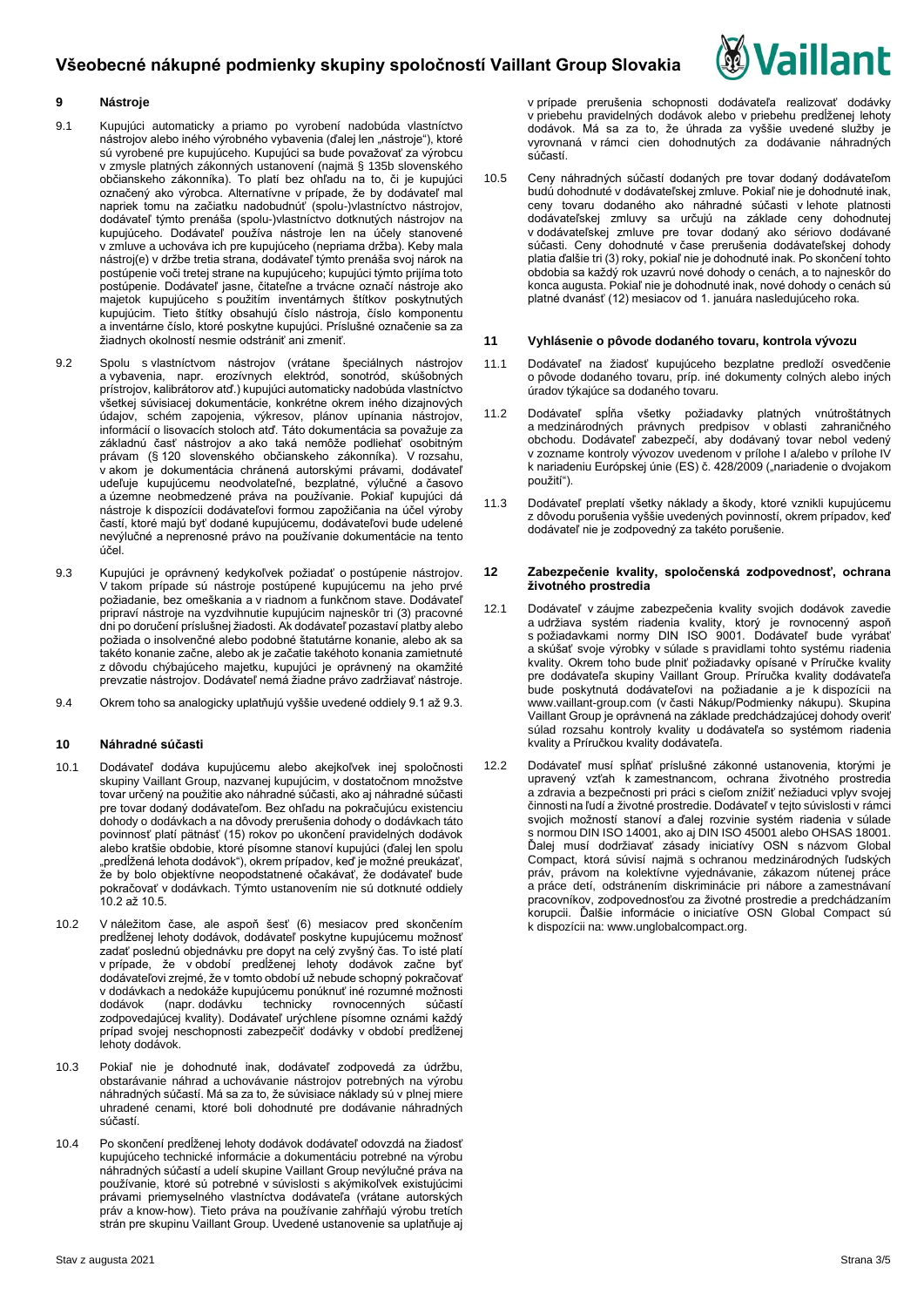## 9 Nástroje

9.1 Kupujúci automaticky a priamo po vyrobení nadobúda vlastníctvo nástrojov alebo iného výrobného vybavenia (ďalej len „nástroje"), ktoré sú vyrobené pre kupujúceho. Kupujúci sa bude považovať za výrobcu v zmysle platných zákonných ustanovení (najmä § 135b slovenského občianskeho zákonníka). To platí bez ohľadu na to, či je kupujúci označený ako výrobca. Alternatívne v prípade, že by dodávateľ mal napriek tomu na začiatku nadobudnúť (spolu-)vlastníctvo nástrojov, dodávateľ týmto prenáša (spolu-)vlastníctvo dotknutých nástrojov na kupujúceho. Dodávateľ používa nástroje len na účely stanovené v zmluve a uchováva ich pre kupujúceho (nepriama držba). Keby mala nástroj(e) v držbe tretia strana, dodávateľ týmto prenáša svoj nárok na postúpenie voči tretej strane na kupujúceho; kupujúci týmto prijíma toto postúpenie. Dodávateľ jasne, čitateľne a trvácne označí nástroje ako majetok kupujúceho s použitím inventárnych štítkov poskytnutých kupujúcim. Tieto štítky obsahujú číslo nástroja, číslo komponentu a inventárne číslo, ktoré poskytne kupujúci. Príslušné označenie sa za žiadnych okolností nesmie odstrániť ani zmeniť.

9.2 Spolu s vlastníctvom nástrojov (vrátane špeciálnych nástrojov a vybavenia, napr. erozívnych elektród, sonotród, skúšobných prístrojov, kalibrátorov atď.) kupujúci automaticky nadobúda vlastníctvo všetkej súvisiacej dokumentácie, konkrétne okrem iného dizajnových údajov, schém zapojenia, výkresov, plánov upínania nástrojov, informácií o lisovacích stoloch atď. Táto dokumentácia sa považuje za základnú časť nástrojov a ako taká nemôže podliehať osobitným právam (§ 120 slovenského občianskeho zákonníka). V rozsahu, v akom je dokumentácia chránená autorskými právami, dodávateľ udeľuje kupujúcemu neodvolateľné, bezplatné, výlučné a časovo a územne neobmedzené práva na používanie. Pokiaľ kupujúci dá nástroje k dispozícii dodávateľovi formou zapožičania na účel výroby častí, ktoré majú byť dodané kupujúcemu, dodávateľovi bude udelené nevýlučné a neprenosné právo na používanie dokumentácie na tento účel.

9.3 Kupujúci je oprávnený kedykoľvek požiadať o postúpenie nástrojov. V takom prípade sú nástroje postúpené kupujúcemu na jeho prvé požiadanie, bez omeškania a v riadnom a funkčnom stave. Dodávateľ pripraví nástroje na vyzdvihnutie kupujúcim najneskôr tri (3) pracovné dni po doručení príslušnej žiadosti. Ak dodávateľ pozastaví platby alebo požiada o insolvenčné alebo podobné štatutárne konanie, alebo ak sa takéto konanie začne, alebo ak je začatie takéhoto konania zamietnuté z dôvodu chýbajúceho majetku, kupujúci je oprávnený na okamžité prevzatie nástrojov. Dodávateľ nemá žiadne právo zadržiavať nástroje.

9.4 Okrem toho sa analogicky uplatňujú vyššie uvedené oddiely 9.1 až 9.3.

## 10 Náhradné súčasti

10.1 Dodávateľ dodáva kupujúcemu alebo akejkoľvek inej spoločnosti skupiny Vaillant Group, nazvanej kupujúcim, v dostatočnom množstve tovar určený na použitie ako náhradné súčasti, ako aj náhradné súčasti pre tovar dodaný dodávateľom. Bez ohľadu na pokračujúcu existenciu dohody o dodávkach a na dôvody prerušenia dohody o dodávkach táto povinnosť platí pätnásť (15) rokov po ukončení pravidelných dodávok alebo kratšie obdobie, ktoré písomne stanoví kupujúci (ďalej len spolu „predĺžená lehota dodávok"), okrem prípadov, keď je možné preukázať, že by bolo objektívne neopodstatnené očakávať, že dodávateľ bude pokračovať v dodávkach. Týmto ustanovením nie sú dotknuté oddiely 10.2 až 10.5.

10.2 V náležitom čase, ale aspoň šesť (6) mesiacov pred skončením predĺženej lehoty dodávok, dodávateľ poskytne kupujúcemu možnosť zadať poslednú objednávku pre dopyt na celý zvyšný čas. To isté platí v prípade, že v období predĺženej lehoty dodávok začne byť dodávateľovi zrejmé, že v tomto období už nebude schopný pokračovať v dodávkach a nedokáže kupujúcemu ponúknuť iné rozumné možnosti dodávok (napr. dodávku technicky rovnocenných súčastí zodpovedajúcej kvality). Dodávateľ urýchlene písomne oznámi každý prípad svojej neschopnosti zabezpečiť dodávky v období predĺženej lehoty dodávok.

10.3 Pokiaľ nie je dohodnuté inak, dodávateľ zodpovedá za údržbu, obstarávanie náhrad a uchovávanie nástrojov potrebných na výrobu náhradných súčastí. Má sa za to, že súvisiace náklady sú v plnej miere uhradené cenami, ktoré boli dohodnuté pre dodávanie náhradných súčastí.

10.4 Po skončení predĺženej lehoty dodávok dodávateľ odovzdá na žiadosť kupujúceho technické informácie a dokumentáciu potrebné na výrobu náhradných súčastí a udelí skupine Vaillant Group nevýlučné práva na používanie, ktoré sú potrebné v súvislosti s akýmikoľvek existujúcimi právami priemyselného vlastníctva dodávateľa (vrátane autorských práv a know-how). Tieto práva na používanie zahŕňajú výrobu tretích strán pre skupinu Vaillant Group. Uvedené ustanovenie sa uplatňuje aj v prípade prerušenia schopnosti dodávateľa realizovať dodávky v priebehu pravidelných dodávok alebo v priebehu predĺženej lehoty dodávok. Má sa za to, že úhrada za vyššie uvedené služby je vyrovnaná v rámci cien dohodnutých za dodávanie náhradných súčastí.

10.5 Ceny náhradných súčastí dodaných pre tovar dodaný dodávateľom budú dohodnuté v dodávateľskej zmluve. Pokiaľ nie je dohodnuté inak, ceny tovaru dodaného ako náhradné súčasti v lehote platnosti dodávateľskej zmluvy sa určujú na základe ceny dohodnutej v dodávateľskej zmluve pre tovar dodaný ako sériovo dodávané súčasti. Ceny dohodnuté v čase prerušenia dodávateľskej dohody platia ďalšie tri (3) roky, pokiaľ nie je dohodnuté inak. Po skončení tohto obdobia sa každý rok uzavrú nové dohody o cenách, a to najneskôr do konca augusta. Pokiaľ nie je dohodnuté inak, nové dohody o cenách sú platné dvanásť (12) mesiacov od 1. januára nasledujúceho roka.

## 11 Vyhlásenie o pôvode dodaného tovaru, kontrola vývozu

11.1 Dodávateľ na žiadosť kupujúceho bezplatne predloží osvedčenie o pôvode dodaného tovaru, príp. iné dokumenty colných alebo iných úradov týkajúce sa dodaného tovaru.

11.2 Dodávateľ spĺňa všetky požiadavky platných vnútroštátnych a medzinárodných právnych predpisov v oblasti zahraničného obchodu. Dodávateľ zabezpečí, aby dodávaný tovar nebol vedený v zozname kontroly vývozov uvedenom v prílohe I a/alebo v prílohe IV k nariadeniu Európskej únie (ES) č. 428/2009 („nariadenie o dvojakom použití").

11.3 Dodávateľ preplatí všetky náklady a škody, ktoré vznikli kupujúcemu z dôvodu porušenia vyššie uvedených povinností, okrem prípadov, keď dodávateľ nie je zodpovedný za takéto porušenie.

## 12 Zabezpečenie kvality, spoločenská zodpovednosť, ochrana životného prostredia

12.1 Dodávateľ v záujme zabezpečenia kvality svojich dodávok zavedie a udržiava systém riadenia kvality, ktorý je rovnocenný aspoň s požiadavkami normy DIN ISO 9001. Dodávateľ bude vyrábať a skúšať svoje výrobky v súlade s pravidlami tohto systému riadenia kvality. Okrem toho bude plniť požiadavky opísané v Príručke kvality pre dodávateľa skupiny Vaillant Group. Príručka kvality dodávateľa bude poskytnutá dodávateľovi na požiadanie a je k dispozícii na www.vaillant-group.com (v časti Nákup/Podmienky nákupu). Skupina Vaillant Group je oprávnená na základe predchádzajúcej dohody overiť súlad rozsahu kontroly kvality u dodávateľa so systémom riadenia kvality a Príručkou kvality dodávateľa.

12.2 Dodávateľ musí spĺňať príslušné zákonné ustanovenia, ktorými je upravený vzťah k zamestnancom, ochrana životného prostredia a zdravia a bezpečnosti pri práci s cieľom znížiť nežiaduci vplyv svojej činnosti na ľudí a životné prostredie. Dodávateľ v tejto súvislosti v rámci svojich možností stanoví a ďalej rozvinie systém riadenia v súlade s normou DIN ISO 14001, ako aj DIN ISO 45001 alebo OHSAS 18001. Ďalej musí dodržiavať zásady iniciatívy OSN s názvom Global Compact, ktorá súvisí najmä s ochranou medzinárodných ľudských práv, právom na kolektívne vyjednávanie, zákazom nútenej práce a práce detí, odstránením diskriminácie pri nábore a zamestnávaní pracovníkov, zodpovednosťou za životné prostredie a predchádzaním korupcii. Ďalšie informácie o iniciatíve OSN Global Compact sú k dispozícii na: www.unglobalcompact.org.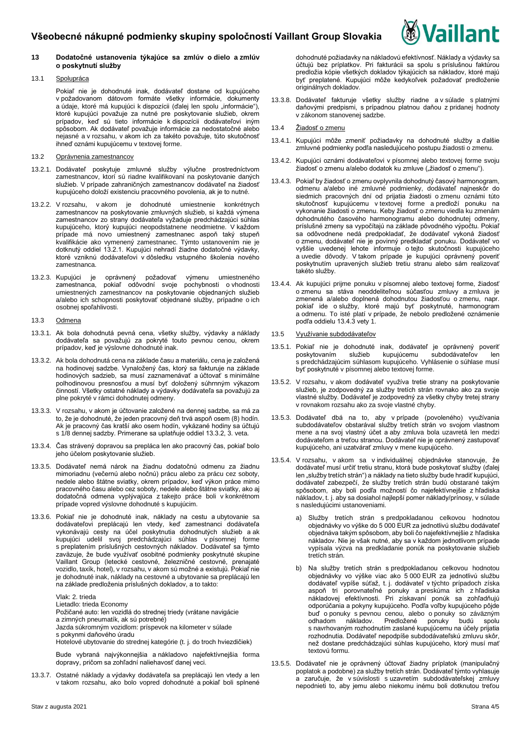### 13 Dodatočné ustanovenia týkajúce sa zmlúv o dielo a zmlúv o poskytnutí služby

13.1 Spolupráca

Pokiaľ nie je dohodnuté inak, dodávateľ dostane od kupujúceho v požadovanom dátovom formáte všetky informácie, dokumenty a údaje, ktoré má kupujúci k dispozícii (ďalej len spolu „informácie"), ktoré kupujúci považuje za nutné pre poskytovanie služieb, okrem prípadov, keď sú tieto informácie k dispozícii dodávateľovi iným spôsobom. Ak dodávateľ považuje informácie za nedostatočné alebo nejasné a v rozsahu, v akom ich za takéto považuje, túto skutočnosť ihneď oznámi kupujúcemu v textovej forme.

13.2 Oprávnenia zamestnancov

13.2.1. Dodávateľ poskytuje zmluvné služby výlučne prostredníctvom zamestnancov, ktorí sú riadne kvalifikovaní na poskytovanie daných služieb. V prípade zahraničných zamestnancov dodávateľ na žiadosť kupujúceho doloží existenciu pracovného povolenia, ak je to nutné.

13.2.2. V rozsahu, v akom je dohodnuté umiestnenie konkrétnych zamestnancov na poskytovanie zmluvných služieb, si každá výmena zamestnancov zo strany dodávateľa vyžaduje predchádzajúci súhlas kupujúceho, ktorý kupujúci neopodstatnene neodmietne. V každom prípade má novo umiestnený zamestnanec aspoň taký stupeň kvalifikácie ako vymenený zamestnanec. Týmto ustanovením nie je dotknutý oddiel 13.2.1. Kupujúci nehradí žiadne dodatočné výdavky, ktoré vzniknú dodávateľovi v dôsledku vstupného školenia nového zamestnanca.

13.2.3. Kupujúci je oprávnený požadovať výmenu umiestneného zamestnanca, pokiaľ odôvodní svoje pochybnosti o vhodnosti umiestnených zamestnancov na poskytovanie objednaných služieb a/alebo ich schopnosti poskytovať objednané služby, prípadne o ich osobnej spoľahlivosti.

13.3 Odmena

13.3.1. Ak bola dohodnutá pevná cena, všetky služby, výdavky a náklady dodávateľa sa považujú za pokryté touto pevnou cenou, okrem prípadov, keď je výslovne dohodnuté inak.

13.3.2. Ak bola dohodnutá cena na základe času a materiálu, cena je založená na hodinovej sadzbe. Vynaložený čas, ktorý sa fakturuje na základe hodinových sadzieb, sa musí zaznamenávať a účtovať s minimálne polhodinovou presnosťou a musí byť doložený súhrnným výkazom činností. Všetky ostatné náklady a výdavky dodávateľa sa považujú za plne pokryté v rámci dohodnutej odmeny.

13.3.3. V rozsahu, v akom je účtovanie založené na dennej sadzbe, sa má za to, že je dohodnuté, že jeden pracovný deň trvá aspoň osem (8) hodín. Ak je pracovný čas kratší ako osem hodín, vykázané hodiny sa účtujú s 1/8 dennej sadzby. Primerane sa uplatňuje oddiel 13.3.2, 3. veta.

13.3.4. Čas strávený dopravou sa prepláca len ako pracovný čas, pokiaľ bolo jeho účelom poskytovanie služieb.

13.3.5. Dodávateľ nemá nárok na žiadnu dodatočnú odmenu za žiadnu mimoriadnu (večernú alebo nočnú) prácu alebo za prácu cez soboty, nedele alebo štátne sviatky, okrem prípadov, keď výkon práce mimo pracovného času alebo cez soboty, nedele alebo štátne sviatky, ako aj dodatočná odmena vyplývajúca z takejto práce boli v konkrétnom prípade vopred výslovne dohodnuté s kupujúcim.

13.3.6. Pokiaľ nie je dohodnuté inak, náklady na cestu a ubytovanie sa dodávateľovi preplácajú len vtedy, keď zamestnanci dodávateľa vykonávajú cesty na účel poskytnutia dohodnutých služieb a ak kupujúci udelil svoj predchádzajúci súhlas v písomnej forme s preplatením príslušných cestovných nákladov. Dodávateľ sa týmto zaväzuje, že bude využívať osobitné podmienky poskytnuté skupine Vaillant Group (letecké cestovné, železničné cestovné, prenajaté vozidlo, taxík, hotel), v rozsahu, v akom sú možné a existujú. Pokiaľ nie je dohodnuté inak, náklady na cestovné a ubytovanie sa preplácajú len na základe predloženia príslušných dokladov, a to takto:

Vlak: 2. trieda
Lietadlo: trieda Economy
Požičané auto: len vozidlá do strednej triedy (vrátane navigácie a zimných pneumatík, ak sú potrebné)
Jazda súkromným vozidlom: príspevok na kilometer v súlade s pokynmi daňového úradu
Hotelové ubytovanie do strednej kategórie (t. j. do troch hviezdičiek)

Bude vybraná najvýkonnejšia a nákladovo najefektívnejšia forma dopravy, pričom sa zohľadní naliehavosť danej veci.

13.3.7. Ostatné náklady a výdavky dodávateľa sa preplácajú len vtedy a len v takom rozsahu, ako bolo vopred dohodnuté a pokiaľ boli splnené dohodnuté požiadavky na nákladovú efektívnosť. Náklady a výdavky sa účtujú bez príplatkov. Pri fakturácii sa spolu s príslušnou faktúrou predložia kópie všetkých dokladov týkajúcich sa nákladov, ktoré majú byť preplatené. Kupujúci môže kedykoľvek požadovať predloženie originálnych dokladov.

13.3.8. Dodávateľ fakturuje všetky služby riadne a v súlade s platnými daňovými predpismi, s prípadnou platnou daňou z pridanej hodnoty v zákonom stanovenej sadzbe.

13.4 Žiadosť o zmenu

13.4.1. Kupujúci môže zmeniť požiadavky na dohodnuté služby a ďalšie zmluvné podmienky podľa nasledujúceho postupu žiadosti o zmenu.

13.4.2. Kupujúci oznámi dodávateľovi v písomnej alebo textovej forme svoju žiadosť o zmenu a/alebo dodatok ku zmluve („žiadosť o zmenu").

13.4.3. Pokiaľ by žiadosť o zmenu ovplyvnila dohodnutý časový harmonogram, odmenu a/alebo iné zmluvné podmienky, dodávateľ najneskôr do siedmich pracovných dní od prijatia žiadosti o zmenu oznámi túto skutočnosť kupujúcemu v textovej forme a predloží ponuku na vykonanie žiadosti o zmenu. Keby žiadosť o zmenu viedla ku zmenám dohodnutého časového harmonogramu alebo dohodnutej odmeny, príslušné zmeny sa vypočítajú na základe pôvodného výpočtu. Pokiaľ sa odôvodnene nedá predpokladať, že dodávateľ vykoná žiadosť o zmenu, dodávateľ nie je povinný predkladať ponuku. Dodávateľ vo vyššie uvedenej lehote informuje o tejto skutočnosti kupujúceho a uvedie dôvody. V takom prípade je kupujúci oprávnený poveriť poskytnutím upravených služieb tretiu stranu alebo sám realizovať takéto služby.

13.4.4. Ak kupujúci prijme ponuku v písomnej alebo textovej forme, žiadosť o zmenu sa stáva neoddeliteľnou súčasťou zmluvy a zmluva je zmenená a/alebo doplnená dohodnutou žiadosťou o zmenu, napr. pokiaľ ide o služby, ktoré majú byť poskytnuté, harmonogram a odmenu. To isté platí v prípade, že nebolo predložené oznámenie podľa oddielu 13.4.3 vety 1.

13.5 Využívanie subdodávateľov

13.5.1. Pokiaľ nie je dohodnuté inak, dodávateľ je oprávnený poveriť poskytovaním služieb kupujúcemu subdodávateľov len s predchádzajúcim súhlasom kupujúceho. Vyhlásenie o súhlase musí byť poskytnuté v písomnej alebo textovej forme.

13.5.2. V rozsahu, v akom dodávateľ využíva tretie strany na poskytovanie služieb, je zodpovedný za služby tretích strán rovnako ako za svoje vlastné služby. Dodávateľ je zodpovedný za všetky chyby tretej strany v rovnakom rozsahu ako za svoje vlastné chyby.

13.5.3. Dodávateľ dbá na to, aby v prípade (povoleného) využívania subdodávateľov obstarával služby tretích strán vo svojom vlastnom mene a na svoj vlastný účet a aby zmluva bola uzavretá len medzi dodávateľom a treťou stranou. Dodávateľ nie je oprávnený zastupovať kupujúceho, ani uzatvárať zmluvy v mene kupujúceho.

13.5.4. V rozsahu, v akom sa v individuálnej objednávke stanovuje, že dodávateľ musí určiť tretiu stranu, ktorá bude poskytovať služby (ďalej len „služby tretích strán") a náklady na tieto služby bude hradiť kupujúci, dodávateľ zabezpečí, že služby tretích strán budú obstarané takým spôsobom, aby boli podľa možností čo najefektívnejšie z hľadiska nákladov, t. j. aby sa dosiahol najlepší pomer náklady/prínosy, v súlade s nasledujúcimi ustanoveniami.

a) Služby tretích strán s predpokladanou celkovou hodnotou objednávky vo výške do 5 000 EUR za jednotlivú službu dodávateľ objednáva takým spôsobom, aby boli čo najefektívnejšie z hľadiska nákladov. Nie je však nutné, aby sa v každom jednotlivom prípade vypísala výzva na predkladanie ponúk na poskytovanie služieb tretích strán.

b) Na služby tretích strán s predpokladanou celkovou hodnotou objednávky vo výške viac ako 5 000 EUR za jednotlivú službu dodávateľ vypíše súťaž, t. j. dodávateľ v týchto prípadoch získa aspoň tri porovnateľné ponuky a preskúma ich z hľadiska nákladovej efektívnosti. Pri získavaní ponúk sa zohľadňujú odporúčania a pokyny kupujúceho. Podľa voľby kupujúceho pôjde buď o ponuky s pevnou cenou, alebo o ponuky so záväzným odhadom nákladov. Predložené ponuky budú spolu s navrhovaným rozhodnutím zaslané kupujúcemu na účely prijatia rozhodnutia. Dodávateľ nepodpíše subdodávateľskú zmluvu skôr, než dostane predchádzajúci súhlas kupujúceho, ktorý musí mať textovú formu.

13.5.5. Dodávateľ nie je oprávnený účtovať žiadny príplatok (manipulačný poplatok a podobne) za služby tretích strán. Dodávateľ týmto vyhlasuje a zaručuje, že v súvislosti s uzavretím subdodávateľskej zmluvy nepodnieti to, aby jemu alebo niekomu inému boli dotknutou treťou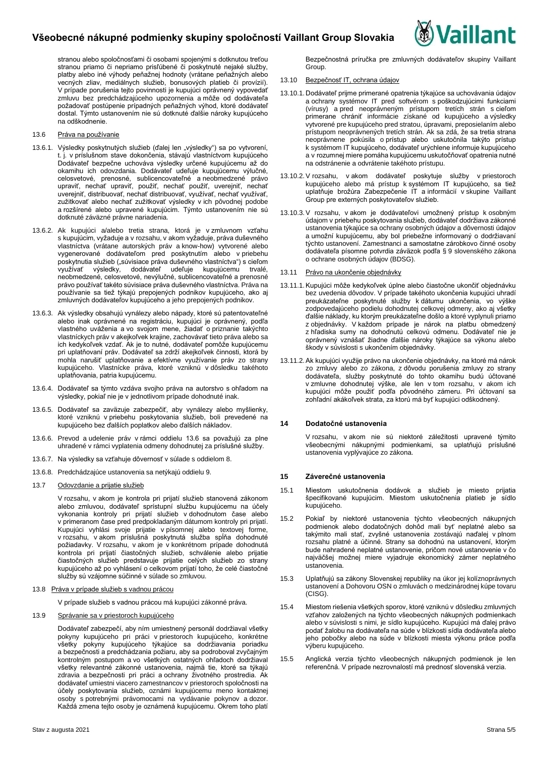stranou alebo spoločnosťami či osobami spojenými s dotknutou treťou stranou priamo či nepriamo prisľúbené či poskytnuté nejaké služby, platby alebo iné výhody peňažnej hodnoty (vrátane peňažných alebo vecných zliav, mediálnych služieb, bonusových platieb či provízií). V prípade porušenia tejto povinnosti je kupujúci oprávnený vypovedať zmluvu bez predchádzajúceho upozornenia a môže od dodávateľa požadovať postúpenie prípadných peňažných výhod, ktoré dodávateľ dostal. Týmto ustanovením nie sú dotknuté ďalšie nároky kupujúceho na odškodnenie.

13.6 Práva na používanie

13.6.1. Výsledky poskytnutých služieb (ďalej len „výsledky") sa po vytvorení, t. j. v príslušnom stave dokončenia, stávajú vlastníctvom kupujúceho Dodávateľ bezpečne uchováva výsledky určené kupujúcemu až do okamihu ich odovzdania. Dodávateľ udeľuje kupujúcemu výlučné, celosvetové, prenosné, sublicencovateľné a neobmedzené právo upraviť, nechať upraviť, použiť, nechať použiť, uverejniť, nechať uverejniť, distribuovať, nechať distribuovať, využívať, nechať využívať, zužitkovať alebo nechať zužitkovať výsledky v ich pôvodnej podobe a rozšírené alebo upravené kupujúcim. Týmto ustanovením nie sú dotknuté záväzné právne nariadenia.

13.6.2. Ak kupujúci a/alebo tretia strana, ktorá je v zmluvnom vzťahu s kupujúcim, vyžaduje a v rozsahu, v akom vyžaduje, práva duševného vlastníctva (vrátane autorských práv a know-how) vytvorené alebo vygenerované dodávateľom pred poskytnutím alebo v priebehu poskytnutia služieb („súvisiace práva duševného vlastníctva") s cieľom využívať výsledky, dodávateľ udeľuje kupujúcemu trvalé, neobmedzené, celosvetové, nevýlučné, sublicencovateľné a prenosné právo používať takéto súvisiace práva duševného vlastníctva. Práva na používanie sa tiež týkajú prepojených podnikov kupujúceho, ako aj zmluvných dodávateľov kupujúceho a jeho prepojených podnikov.

13.6.3. Ak výsledky obsahujú vynálezy alebo nápady, ktoré sú patentovateľné alebo inak oprávnené na registráciu, kupujúci je oprávnený, podľa vlastného uváženia a vo svojom mene, žiadať o priznanie takýchto vlastníckych práv v akejkoľvek krajine, zachovávať tieto práva alebo sa ich kedykoľvek vzdať. Ak je to nutné, dodávateľ pomôže kupujúcemu pri uplatňovaní práv. Dodávateľ sa zdrží akejkoľvek činnosti, ktorá by mohla narušiť uplatňovanie a efektívne využívanie práv zo strany kupujúceho. Vlastnícke práva, ktoré vzniknú v dôsledku takého uplatňovania, patria kupujúcemu.

13.6.4. Dodávateľ sa týmto vzdáva svojho práva na autorstvo s ohľadom na výsledky, pokiaľ nie je v jednotlivom prípade dohodnuté inak.

13.6.5. Dodávateľ sa zaväzuje zabezpečiť, aby vynálezy alebo myšlienky, ktoré vzniknú v priebehu poskytovania služieb, boli prevedené na kupujúceho bez ďalších poplatkov alebo ďalších nákladov.

13.6.6. Prevod a udelenie práv v rámci oddielu 13.6 sa považujú za plne uhradené v rámci vyplatenia odmeny dohodnutej za príslušné služby.

13.6.7. Na výsledky sa vzťahuje dôvernosť v súlade s oddielom 8.

13.6.8. Predchádzajúce ustanovenia sa netýkajú oddielu 9.

13.7 Odovzdanie a prijatie služieb

V rozsahu, v akom je kontrola pri prijatí služieb stanovená zákonom alebo zmluvou, dodávateľ sprístupní službu kupujúcemu na účely vykonania kontroly pri prijatí služieb v dohodnutom čase alebo v primeranom čase pred predpokladaným dátumom kontroly pri prijatí. Kupujúci vyhlási svoje prijatie v písomnej alebo textovej forme, v rozsahu, v akom príslušná poskytnutá služba spĺňa dohodnuté požiadavky. V rozsahu, v akom je v konkrétnom prípade dohodnutá kontrola pri prijatí čiastočných služieb, schválenie alebo prijatie čiastočných služieb predstavuje prijatie celých služieb zo strany kupujúceho až po vyhlásení o celkovom prijatí toho, že celé čiastočné služby sú vzájomne súčinné v súlade so zmluvou.

13.8 Práva v prípade služieb s vadnou prácou

V prípade služieb s vadnou prácou má kupujúci zákonné práva.

13.9 Správanie sa v priestoroch kupujúceho

Dodávateľ zabezpečí, aby ním umiestnený personál dodržiaval všetky pokyny kupujúceho pri práci v priestoroch kupujúceho, konkrétne všetky pokyny kupujúceho týkajúce sa dodržiavania poriadku a bezpečnosti a predchádzania požiaru, aby sa podroboval zvyčajným kontrolným postupom a vo všetkých ostatných ohľadoch dodržiaval všetky relevantné zákonné ustanovenia, najmä tie, ktoré sa týkajú zdravia a bezpečnosti pri práci a ochrany životného prostredia. Ak dodávateľ umiestni viacero zamestnancov v priestoroch spoločnosti na účely poskytovania služieb, oznámi kupujúcemu meno kontaktnej osoby s potrebnými právomocami na vydávanie pokynov a dozor. Každá zmena tejto osoby je oznámená kupujúcemu. Okrem toho platí Bezpečnostná príručka pre zmluvných dodávateľov skupiny Vaillant Group.

13.10 Bezpečnosť IT, ochrana údajov

13.10.1. Dodávateľ prijme primerané opatrenia týkajúce sa uchovávania údajov a ochrany systémov IT pred softvérom s poškodzujúcimi funkciami (vírusy) a pred neoprávneným prístupom tretích strán s cieľom primerane chrániť informácie získané od kupujúceho a výsledky vytvorené pre kupujúceho pred stratou, úpravami, preposielaním alebo prístupom neoprávnených tretích strán. Ak sa zdá, že sa tretia strana neoprávnene pokúsila o prístup alebo uskutočnila takýto prístup k systémom IT kupujúceho, dodávateľ urýchlene informuje kupujúceho a v rozumnej miere pomáha kupujúcemu uskutočňovať opatrenia nutné na odstránenie a odvrátenie takého prístupu.

13.10.2. V rozsahu, v akom dodávateľ poskytuje služby v priestoroch kupujúceho alebo má prístup k systémom IT kupujúceho, sa tiež uplatňuje brožúra Zabezpečenie IT a informácií v skupine Vaillant Group pre externých poskytovateľov služieb.

13.10.3. V rozsahu, v akom je dodávateľovi umožnený prístup k osobným údajom v priebehu poskytovania služieb, dodávateľ dodržiava zákonné ustanovenia týkajúce sa ochrany osobných údajov a dôvernosti údajov a umožní kupujúcemu, aby bol priebežne informovaný o dodržiavaní týchto ustanovení. Zamestnanci a samostatne zárobkovo činné osoby dodávateľa písomne potvrdia záväzok podľa § 9 slovenského zákona o ochrane osobných údajov (BDSG).

13.11 Právo na ukončenie objednávky

13.11.1. Kupujúci môže kedykoľvek úplne alebo čiastočne ukončiť objednávku bez uvedenia dôvodov. V prípade takéhoto ukončenia kupujúci uhradí preukázateľne poskytnuté služby k dátumu ukončenia, vo výške zodpovedajúceho podielu dohodnutej celkovej odmeny, ako aj všetky ďalšie náklady, ku ktorým preukázateľne došlo a ktoré vyplynuli priamo z objednávky. V každom prípade je nárok na platbu obmedzený z hľadiska sumy na dohodnutú celkovú odmenu. Dodávateľ nie je oprávnený vznášať žiadne ďalšie nároky týkajúce sa výkonu alebo škody v súvislosti s ukončením objednávky.

13.11.2. Ak kupujúci využije právo na ukončenie objednávky, na ktoré má nárok zo zmluvy alebo zo zákona, z dôvodu porušenia zmluvy zo strany dodávateľa, služby poskytnuté do tohto okamihu budú účtované v zmluvne dohodnutej výške, ale len v tom rozsahu, v akom ich kupujúci môže použiť podľa pôvodného zámeru. Pri účtovaní sa zohľadní akákoľvek strata, za ktorú má byť kupujúci odškodnený.

## 14 Dodatočné ustanovenia

V rozsahu, v akom nie sú niektoré záležitosti upravené týmito všeobecnými nákupnými podmienkami, sa uplatňujú príslušné ustanovenia vyplývajúce zo zákona.

## 15 Záverečné ustanovenia

15.1 Miestom uskutočnenia dodávok a služieb je miesto prijatia špecifikované kupujúcim. Miestom uskutočnenia platieb je sídlo kupujúceho.

15.2 Pokiaľ by niektoré ustanovenia týchto všeobecných nákupných podmienok alebo dodatočných dohôd mali byť neplatné alebo sa takýmito mali stať, zvyšné ustanovenia zostávajú naďalej v plnom rozsahu platné a účinné. Strany sa dohodnú na ustanovení, ktorým bude nahradené neplatné ustanovenie, pričom nové ustanovenie v čo najväčšej možnej miere vyjadruje ekonomický zámer neplatného ustanovenia.

15.3 Uplatňujú sa zákony Slovenskej republiky na úkor jej kolíznoprávnych ustanovení a Dohovoru OSN o zmluvách o medzinárodnej kúpe tovaru (CISG).

15.4 Miestom riešenia všetkých sporov, ktoré vzniknú v dôsledku zmluvných vzťahov založených na týchto všeobecných nákupných podmienkach alebo v súvislosti s nimi, je sídlo kupujúceho. Kupujúci má ďalej právo podať žalobu na dodávateľa na súde v blízkosti sídla dodávateľa alebo jeho pobočky alebo na súde v blízkosti miesta výkonu práce podľa výberu kupujúceho.

15.5 Anglická verzia týchto všeobecných nákupných podmienok je len referenčná. V prípade nezrovnalostí má prednosť slovenská verzia.